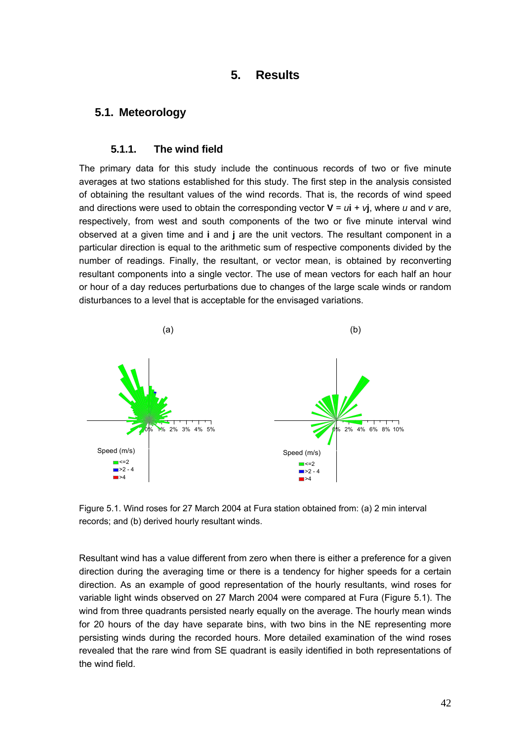# 5. Results

## 5.1. Meteorology

### 5.1.1. The wind field

The primary data for this study include the continuous records of two or five minute averages at two stations established for this study. The first step in the analysis consisted of obtaining the resultant values of the wind records. That is, the records of wind speed and directions were used to obtain the corresponding vector $\mathbf{V} = u\mathbf{i} + v\mathbf{j}$, where $u$ and $v$ are, respectively, from west and south components of the two or five minute interval wind observed at a given time and $\mathbf{i}$ and $\mathbf{j}$ are the unit vectors. The resultant component in a particular direction is equal to the arithmetic sum of respective components divided by the number of readings. Finally, the resultant, or vector mean, is obtained by reconverting resultant components into a single vector. The use of mean vectors for each half an hour or hour of a day reduces perturbations due to changes of the large scale winds or random disturbances to a level that is acceptable for the envisaged variations.

Figure 5.1. Wind roses for 27 March 2004 at Fura station obtained from: (a) 2 min interval records; and (b) derived hourly resultant winds.

Resultant wind has a value different from zero when there is either a preference for a given direction during the averaging time or there is a tendency for higher speeds for a certain direction. As an example of good representation of the hourly resultants, wind roses for variable light winds observed on 27 March 2004 were compared at Fura (Figure 5.1). The wind from three quadrants persisted nearly equally on the average. The hourly mean winds for 20 hours of the day have separate bins, with two bins in the NE representing more persisting winds during the recorded hours. More detailed examination of the wind roses revealed that the rare wind from SE quadrant is easily identified in both representations of the wind field.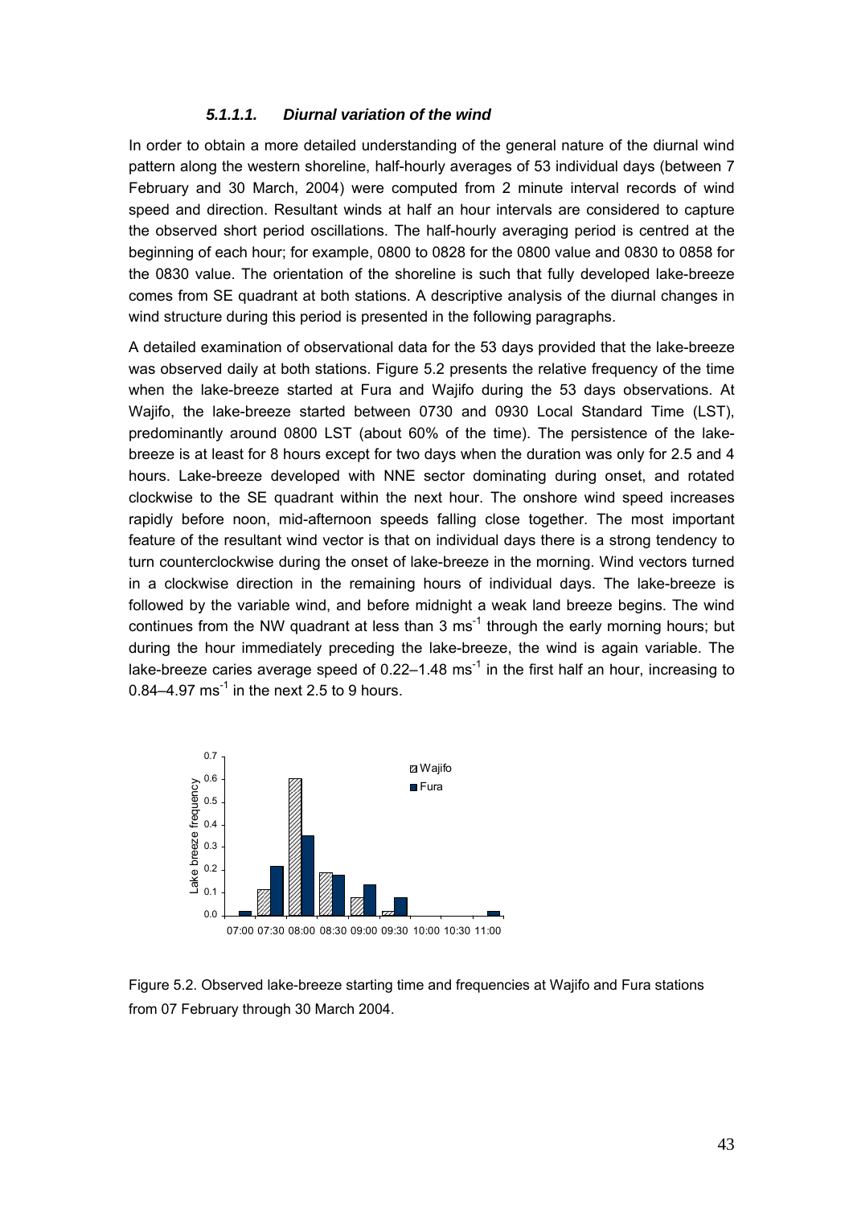#### *5.1.1.1. Diurnal variation of the wind*

In order to obtain a more detailed understanding of the general nature of the diurnal wind pattern along the western shoreline, half-hourly averages of 53 individual days (between 7 February and 30 March, 2004) were computed from 2 minute interval records of wind speed and direction. Resultant winds at half an hour intervals are considered to capture the observed short period oscillations. The half-hourly averaging period is centred at the beginning of each hour; for example, 0800 to 0828 for the 0800 value and 0830 to 0858 for the 0830 value. The orientation of the shoreline is such that fully developed lake-breeze comes from SE quadrant at both stations. A descriptive analysis of the diurnal changes in wind structure during this period is presented in the following paragraphs.

A detailed examination of observational data for the 53 days provided that the lake-breeze was observed daily at both stations. Figure 5.2 presents the relative frequency of the time when the lake-breeze started at Fura and Wajifo during the 53 days observations. At Wajifo, the lake-breeze started between 0730 and 0930 Local Standard Time (LST), predominantly around 0800 LST (about 60% of the time). The persistence of the lake-breeze is at least for 8 hours except for two days when the duration was only for 2.5 and 4 hours. Lake-breeze developed with NNE sector dominating during onset, and rotated clockwise to the SE quadrant within the next hour. The onshore wind speed increases rapidly before noon, mid-afternoon speeds falling close together. The most important feature of the resultant wind vector is that on individual days there is a strong tendency to turn counterclockwise during the onset of lake-breeze in the morning. Wind vectors turned in a clockwise direction in the remaining hours of individual days. The lake-breeze is followed by the variable wind, and before midnight a weak land breeze begins. The wind continues from the NW quadrant at less than 3 $ms^{-1}$ through the early morning hours; but during the hour immediately preceding the lake-breeze, the wind is again variable. The lake-breeze caries average speed of 0.22–1.48 $ms^{-1}$ in the first half an hour, increasing to 0.84–4.97 $ms^{-1}$ in the next 2.5 to 9 hours.

Figure 5.2. Observed lake-breeze starting time and frequencies at Wajifo and Fura stations from 07 February through 30 March 2004.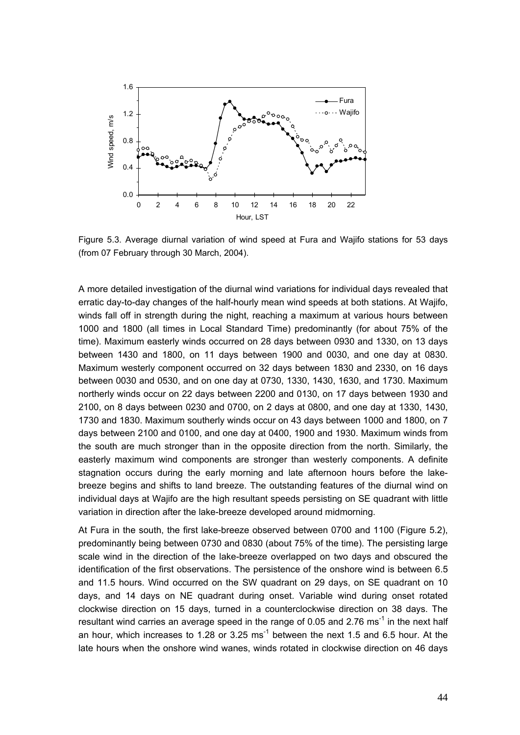Figure 5.3. Average diurnal variation of wind speed at Fura and Wajifo stations for 53 days (from 07 February through 30 March, 2004).

A more detailed investigation of the diurnal wind variations for individual days revealed that erratic day-to-day changes of the half-hourly mean wind speeds at both stations. At Wajifo, winds fall off in strength during the night, reaching a maximum at various hours between 1000 and 1800 (all times in Local Standard Time) predominantly (for about 75% of the time). Maximum easterly winds occurred on 28 days between 0930 and 1330, on 13 days between 1430 and 1800, on 11 days between 1900 and 0030, and one day at 0830. Maximum westerly component occurred on 32 days between 1830 and 2330, on 16 days between 0030 and 0530, and on one day at 0730, 1330, 1430, 1630, and 1730. Maximum northerly winds occur on 22 days between 2200 and 0130, on 17 days between 1930 and 2100, on 8 days between 0230 and 0700, on 2 days at 0800, and one day at 1330, 1430, 1730 and 1830. Maximum southerly winds occur on 43 days between 1000 and 1800, on 7 days between 2100 and 0100, and one day at 0400, 1900 and 1930. Maximum winds from the south are much stronger than in the opposite direction from the north. Similarly, the easterly maximum wind components are stronger than westerly components. A definite stagnation occurs during the early morning and late afternoon hours before the lake-breeze begins and shifts to land breeze. The outstanding features of the diurnal wind on individual days at Wajifo are the high resultant speeds persisting on SE quadrant with little variation in direction after the lake-breeze developed around midmorning.

At Fura in the south, the first lake-breeze observed between 0700 and 1100 (Figure 5.2), predominantly being between 0730 and 0830 (about 75% of the time). The persisting large scale wind in the direction of the lake-breeze overlapped on two days and obscured the identification of the first observations. The persistence of the onshore wind is between 6.5 and 11.5 hours. Wind occurred on the SW quadrant on 29 days, on SE quadrant on 10 days, and 14 days on NE quadrant during onset. Variable wind during onset rotated clockwise direction on 15 days, turned in a counterclockwise direction on 38 days. The resultant wind carries an average speed in the range of 0.05 and 2.76 ms$^{-1}$ in the next half an hour, which increases to 1.28 or 3.25 ms$^{-1}$ between the next 1.5 and 6.5 hour. At the late hours when the onshore wind wanes, winds rotated in clockwise direction on 46 days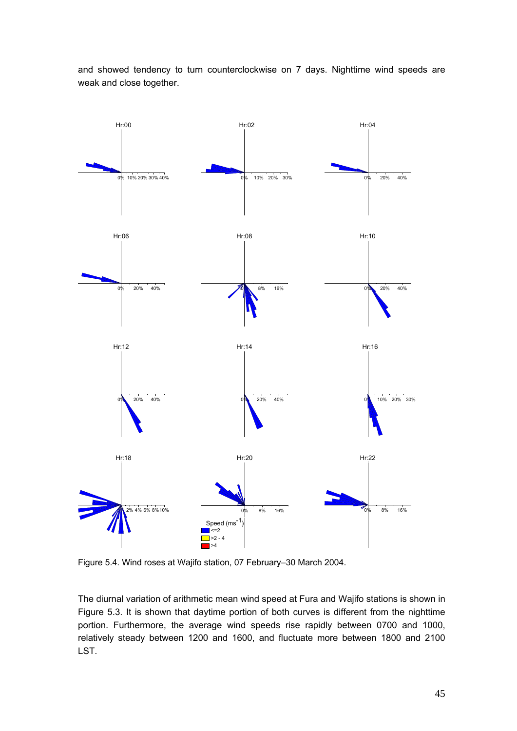and showed tendency to turn counterclockwise on 7 days. Nighttime wind speeds are weak and close together.

Figure 5.4. Wind roses at Wajifo station, 07 February–30 March 2004.

The diurnal variation of arithmetic mean wind speed at Fura and Wajifo stations is shown in Figure 5.3. It is shown that daytime portion of both curves is different from the nighttime portion. Furthermore, the average wind speeds rise rapidly between 0700 and 1000, relatively steady between 1200 and 1600, and fluctuate more between 1800 and 2100 LST.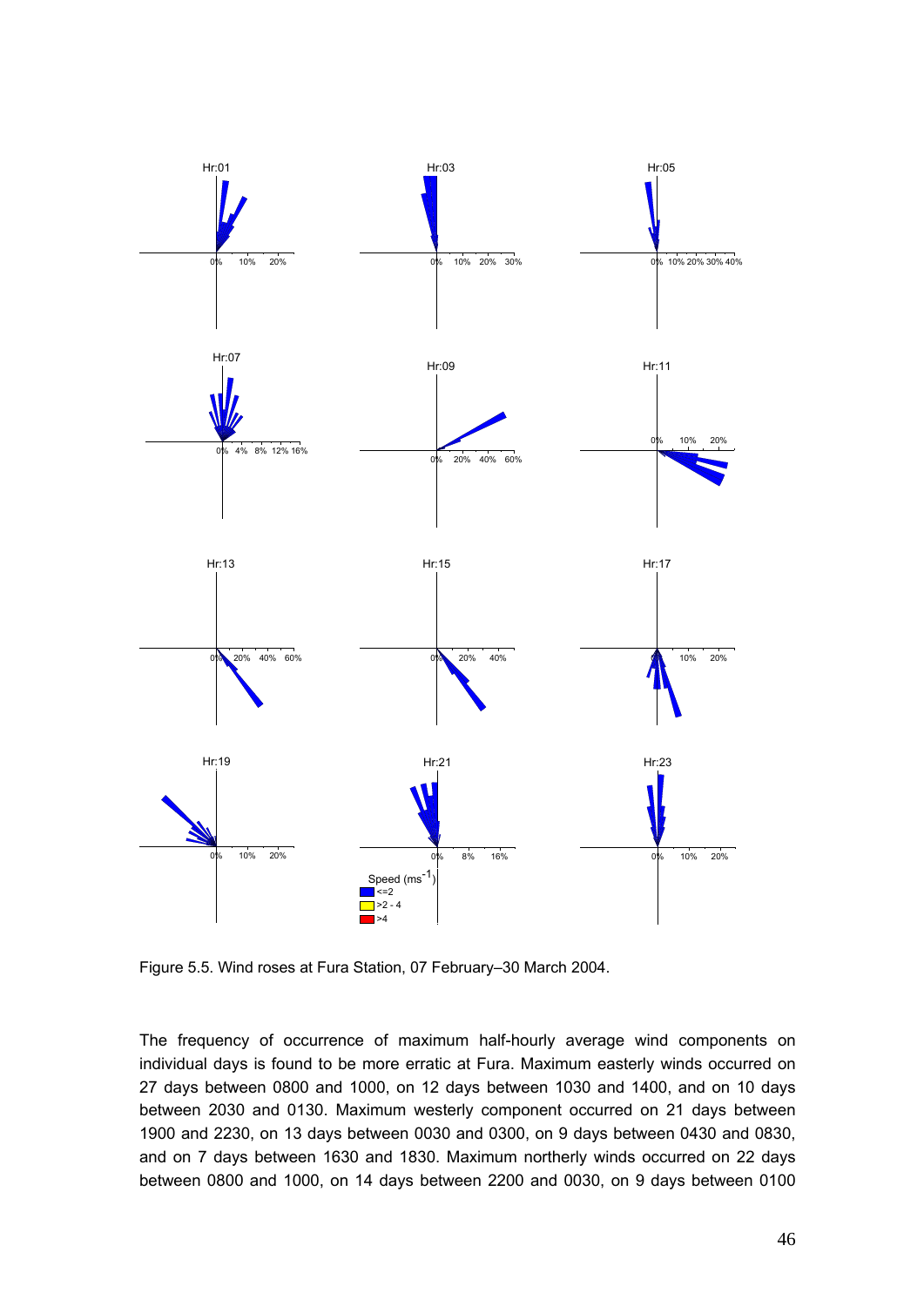Figure 5.5. Wind roses at Fura Station, 07 February–30 March 2004.

The frequency of occurrence of maximum half-hourly average wind components on individual days is found to be more erratic at Fura. Maximum easterly winds occurred on 27 days between 0800 and 1000, on 12 days between 1030 and 1400, and on 10 days between 2030 and 0130. Maximum westerly component occurred on 21 days between 1900 and 2230, on 13 days between 0030 and 0300, on 9 days between 0430 and 0830, and on 7 days between 1630 and 1830. Maximum northerly winds occurred on 22 days between 0800 and 1000, on 14 days between 2200 and 0030, on 9 days between 0100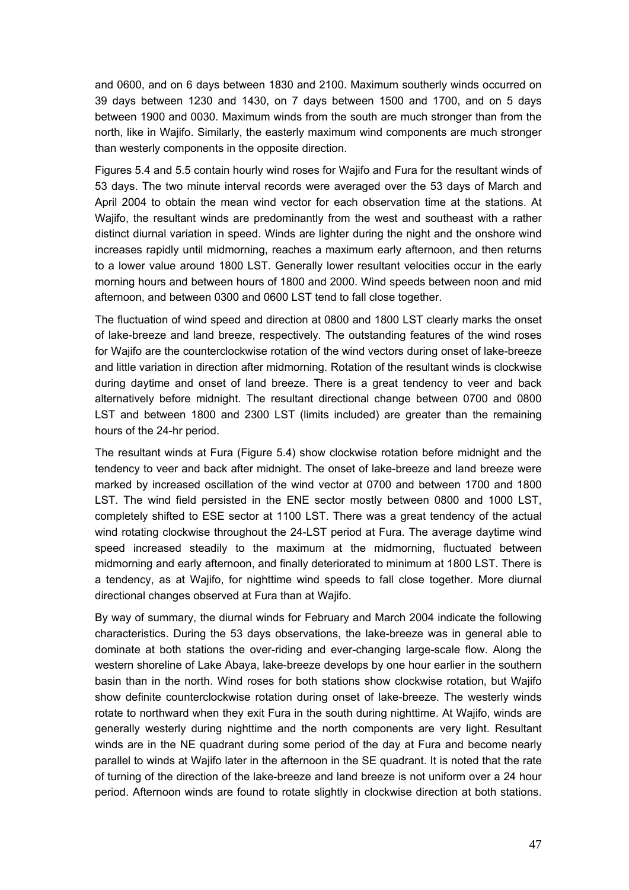and 0600, and on 6 days between 1830 and 2100. Maximum southerly winds occurred on 39 days between 1230 and 1430, on 7 days between 1500 and 1700, and on 5 days between 1900 and 0030. Maximum winds from the south are much stronger than from the north, like in Wajifo. Similarly, the easterly maximum wind components are much stronger than westerly components in the opposite direction.

Figures 5.4 and 5.5 contain hourly wind roses for Wajifo and Fura for the resultant winds of 53 days. The two minute interval records were averaged over the 53 days of March and April 2004 to obtain the mean wind vector for each observation time at the stations. At Wajifo, the resultant winds are predominantly from the west and southeast with a rather distinct diurnal variation in speed. Winds are lighter during the night and the onshore wind increases rapidly until midmorning, reaches a maximum early afternoon, and then returns to a lower value around 1800 LST. Generally lower resultant velocities occur in the early morning hours and between hours of 1800 and 2000. Wind speeds between noon and mid afternoon, and between 0300 and 0600 LST tend to fall close together.

The fluctuation of wind speed and direction at 0800 and 1800 LST clearly marks the onset of lake-breeze and land breeze, respectively. The outstanding features of the wind roses for Wajifo are the counterclockwise rotation of the wind vectors during onset of lake-breeze and little variation in direction after midmorning. Rotation of the resultant winds is clockwise during daytime and onset of land breeze. There is a great tendency to veer and back alternatively before midnight. The resultant directional change between 0700 and 0800 LST and between 1800 and 2300 LST (limits included) are greater than the remaining hours of the 24-hr period.

The resultant winds at Fura (Figure 5.4) show clockwise rotation before midnight and the tendency to veer and back after midnight. The onset of lake-breeze and land breeze were marked by increased oscillation of the wind vector at 0700 and between 1700 and 1800 LST. The wind field persisted in the ENE sector mostly between 0800 and 1000 LST, completely shifted to ESE sector at 1100 LST. There was a great tendency of the actual wind rotating clockwise throughout the 24-LST period at Fura. The average daytime wind speed increased steadily to the maximum at the midmorning, fluctuated between midmorning and early afternoon, and finally deteriorated to minimum at 1800 LST. There is a tendency, as at Wajifo, for nighttime wind speeds to fall close together. More diurnal directional changes observed at Fura than at Wajifo.

By way of summary, the diurnal winds for February and March 2004 indicate the following characteristics. During the 53 days observations, the lake-breeze was in general able to dominate at both stations the over-riding and ever-changing large-scale flow. Along the western shoreline of Lake Abaya, lake-breeze develops by one hour earlier in the southern basin than in the north. Wind roses for both stations show clockwise rotation, but Wajifo show definite counterclockwise rotation during onset of lake-breeze. The westerly winds rotate to northward when they exit Fura in the south during nighttime. At Wajifo, winds are generally westerly during nighttime and the north components are very light. Resultant winds are in the NE quadrant during some period of the day at Fura and become nearly parallel to winds at Wajifo later in the afternoon in the SE quadrant. It is noted that the rate of turning of the direction of the lake-breeze and land breeze is not uniform over a 24 hour period. Afternoon winds are found to rotate slightly in clockwise direction at both stations.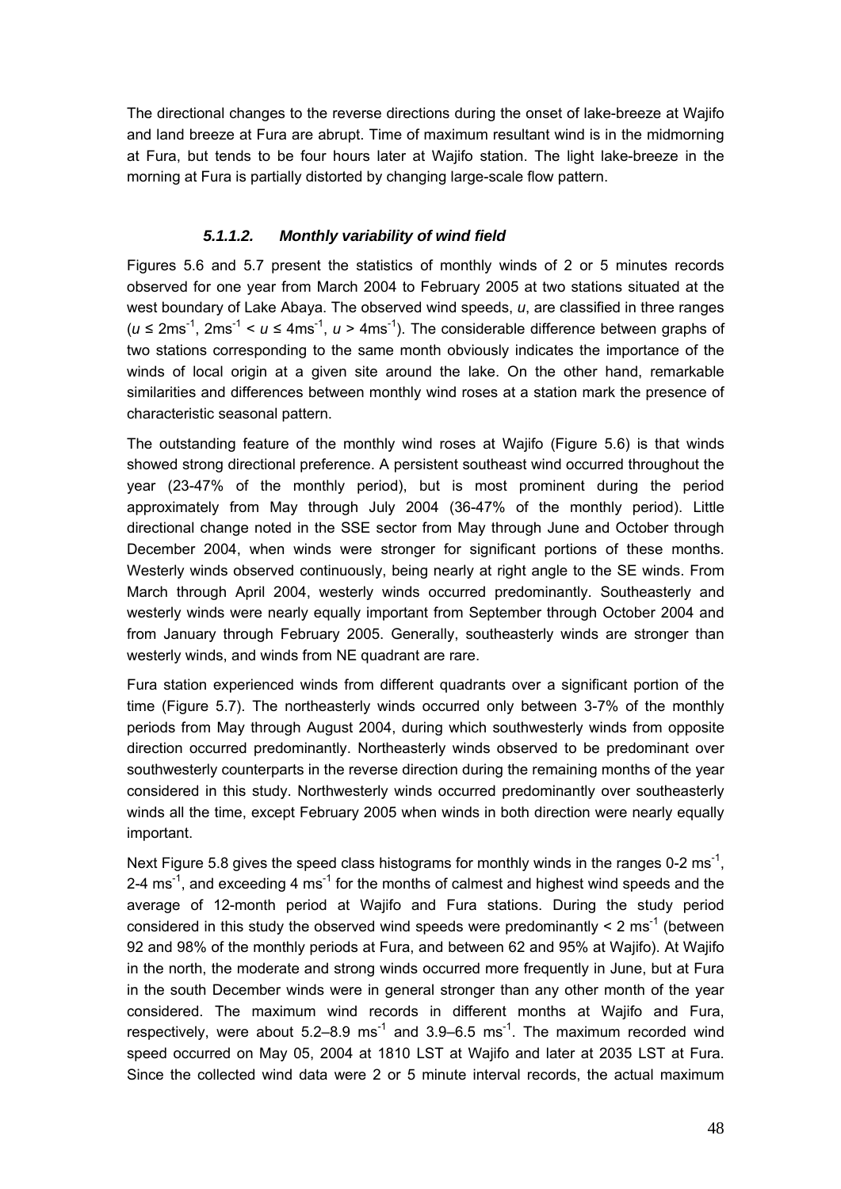The directional changes to the reverse directions during the onset of lake-breeze at Wajifo and land breeze at Fura are abrupt. Time of maximum resultant wind is in the midmorning at Fura, but tends to be four hours later at Wajifo station. The light lake-breeze in the morning at Fura is partially distorted by changing large-scale flow pattern.

#### *5.1.1.2. Monthly variability of wind field*

Figures 5.6 and 5.7 present the statistics of monthly winds of 2 or 5 minutes records observed for one year from March 2004 to February 2005 at two stations situated at the west boundary of Lake Abaya. The observed wind speeds, $u$, are classified in three ranges ($u \leq 2\text{ms}^{-1}$, $2\text{ms}^{-1} < u \leq 4\text{ms}^{-1}$, $u > 4\text{ms}^{-1}$). The considerable difference between graphs of two stations corresponding to the same month obviously indicates the importance of the winds of local origin at a given site around the lake. On the other hand, remarkable similarities and differences between monthly wind roses at a station mark the presence of characteristic seasonal pattern.

The outstanding feature of the monthly wind roses at Wajifo (Figure 5.6) is that winds showed strong directional preference. A persistent southeast wind occurred throughout the year (23-47% of the monthly period), but is most prominent during the period approximately from May through July 2004 (36-47% of the monthly period). Little directional change noted in the SSE sector from May through June and October through December 2004, when winds were stronger for significant portions of these months. Westerly winds observed continuously, being nearly at right angle to the SE winds. From March through April 2004, westerly winds occurred predominantly. Southeasterly and westerly winds were nearly equally important from September through October 2004 and from January through February 2005. Generally, southeasterly winds are stronger than westerly winds, and winds from NE quadrant are rare.

Fura station experienced winds from different quadrants over a significant portion of the time (Figure 5.7). The northeasterly winds occurred only between 3-7% of the monthly periods from May through August 2004, during which southwesterly winds from opposite direction occurred predominantly. Northeasterly winds observed to be predominant over southwesterly counterparts in the reverse direction during the remaining months of the year considered in this study. Northwesterly winds occurred predominantly over southeasterly winds all the time, except February 2005 when winds in both direction were nearly equally important.

Next Figure 5.8 gives the speed class histograms for monthly winds in the ranges 0-2 $\text{ms}^{-1}$, 2-4 $\text{ms}^{-1}$, and exceeding 4 $\text{ms}^{-1}$ for the months of calmest and highest wind speeds and the average of 12-month period at Wajifo and Fura stations. During the study period considered in this study the observed wind speeds were predominantly < 2 $\text{ms}^{-1}$ (between 92 and 98% of the monthly periods at Fura, and between 62 and 95% at Wajifo). At Wajifo in the north, the moderate and strong winds occurred more frequently in June, but at Fura in the south December winds were in general stronger than any other month of the year considered. The maximum wind records in different months at Wajifo and Fura, respectively, were about 5.2–8.9 $\text{ms}^{-1}$ and 3.9–6.5 $\text{ms}^{-1}$. The maximum recorded wind speed occurred on May 05, 2004 at 1810 LST at Wajifo and later at 2035 LST at Fura. Since the collected wind data were 2 or 5 minute interval records, the actual maximum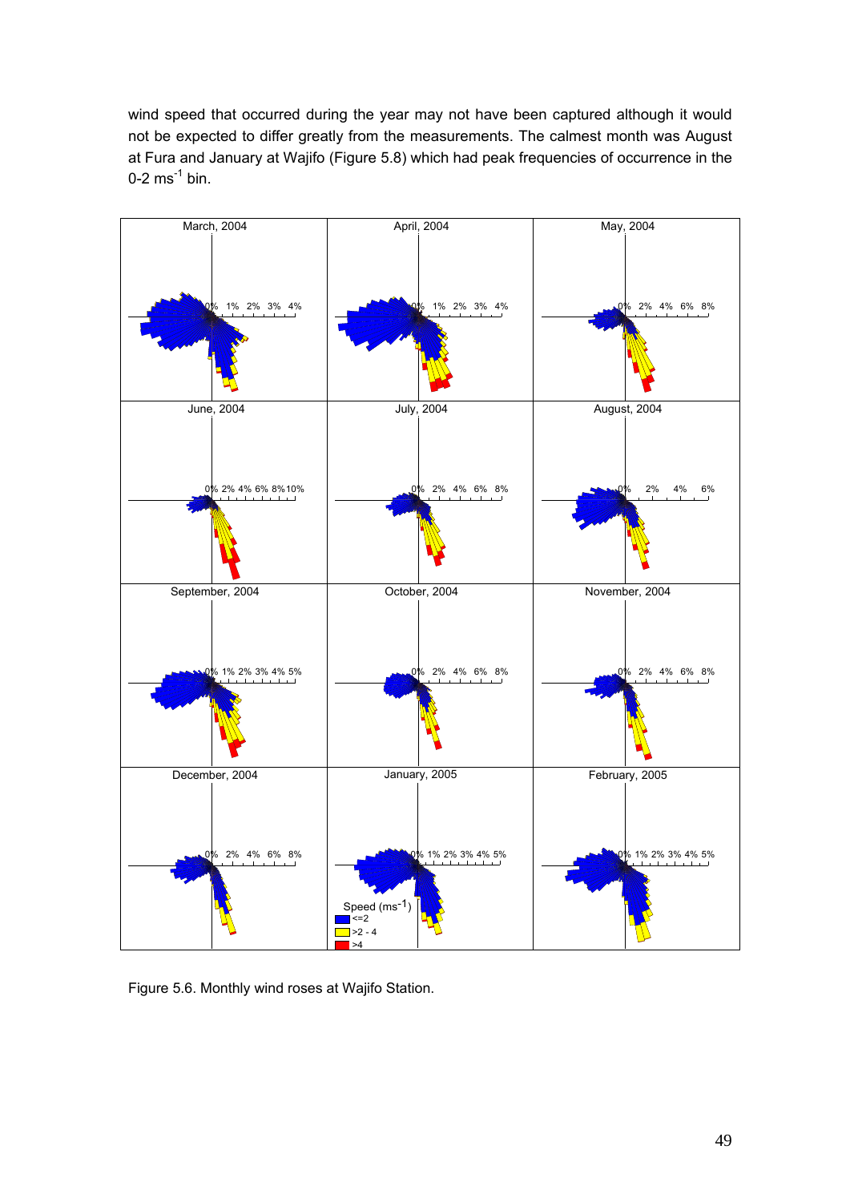wind speed that occurred during the year may not have been captured although it would not be expected to differ greatly from the measurements. The calmest month was August at Fura and January at Wajifo (Figure 5.8) which had peak frequencies of occurrence in the 0-2 $ms^{-1}$ bin.

Figure 5.6. Monthly wind roses at Wajifo Station.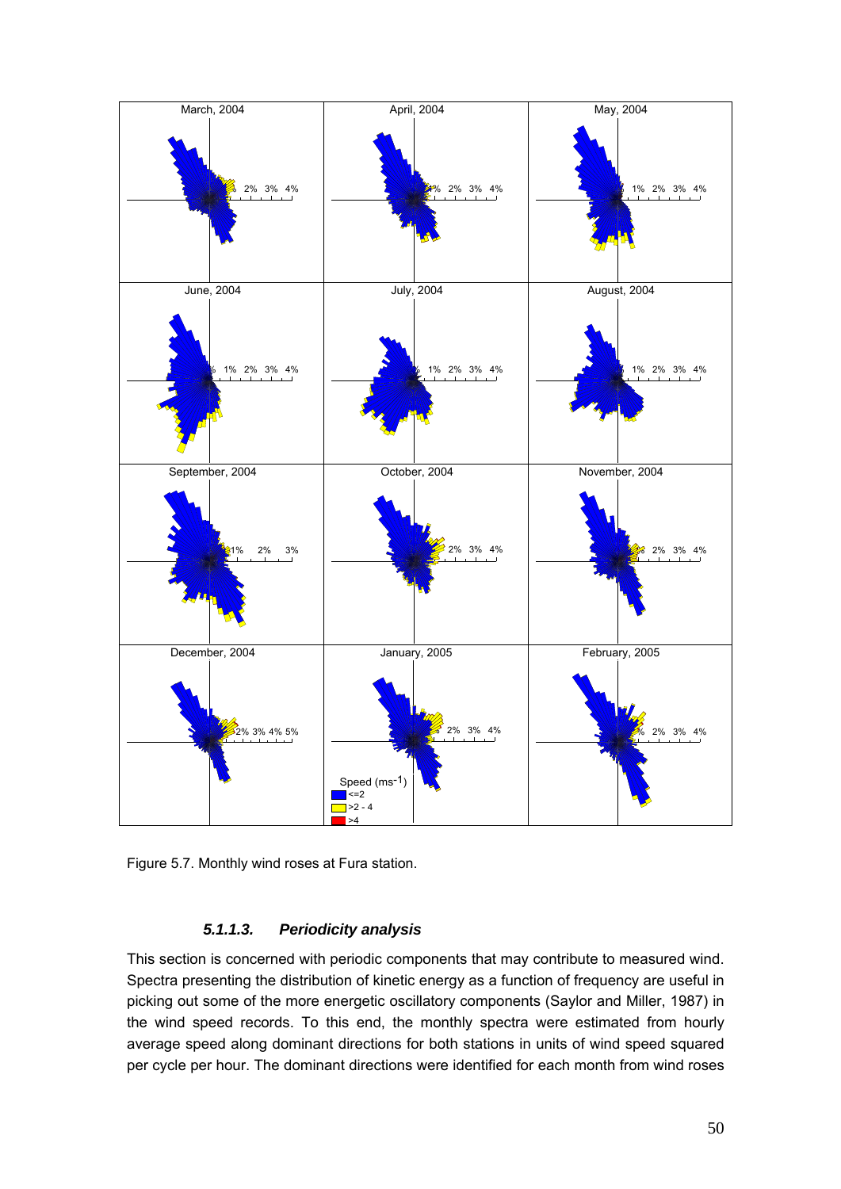Figure 5.7. Monthly wind roses at Fura station.

#### *5.1.1.3. Periodicity analysis*

This section is concerned with periodic components that may contribute to measured wind. Spectra presenting the distribution of kinetic energy as a function of frequency are useful in picking out some of the more energetic oscillatory components (Saylor and Miller, 1987) in the wind speed records. To this end, the monthly spectra were estimated from hourly average speed along dominant directions for both stations in units of wind speed squared per cycle per hour. The dominant directions were identified for each month from wind roses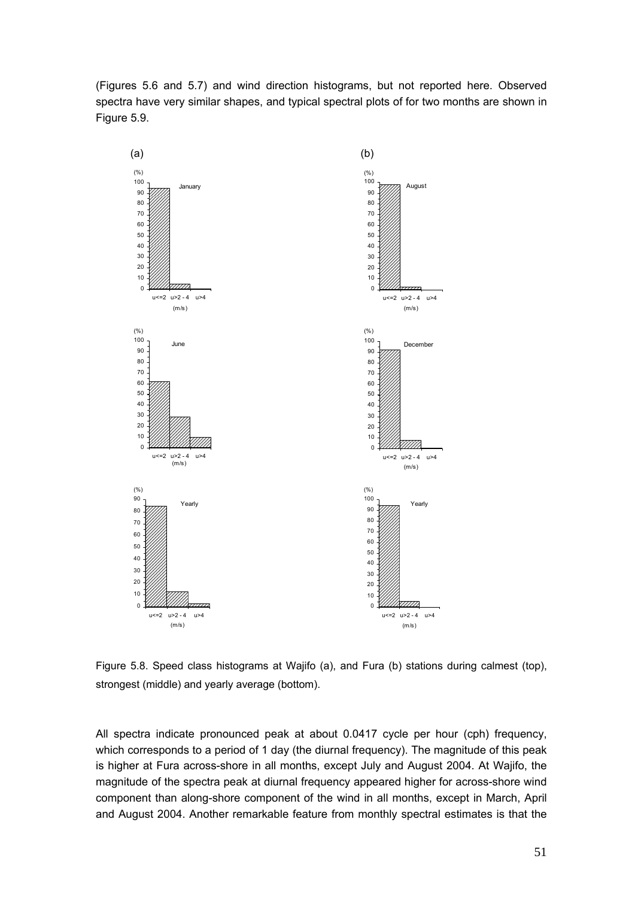(Figures 5.6 and 5.7) and wind direction histograms, but not reported here. Observed spectra have very similar shapes, and typical spectral plots of for two months are shown in Figure 5.9.

Figure 5.8. Speed class histograms at Wajifo (a), and Fura (b) stations during calmest (top), strongest (middle) and yearly average (bottom).

All spectra indicate pronounced peak at about 0.0417 cycle per hour (cph) frequency, which corresponds to a period of 1 day (the diurnal frequency). The magnitude of this peak is higher at Fura across-shore in all months, except July and August 2004. At Wajifo, the magnitude of the spectra peak at diurnal frequency appeared higher for across-shore wind component than along-shore component of the wind in all months, except in March, April and August 2004. Another remarkable feature from monthly spectral estimates is that the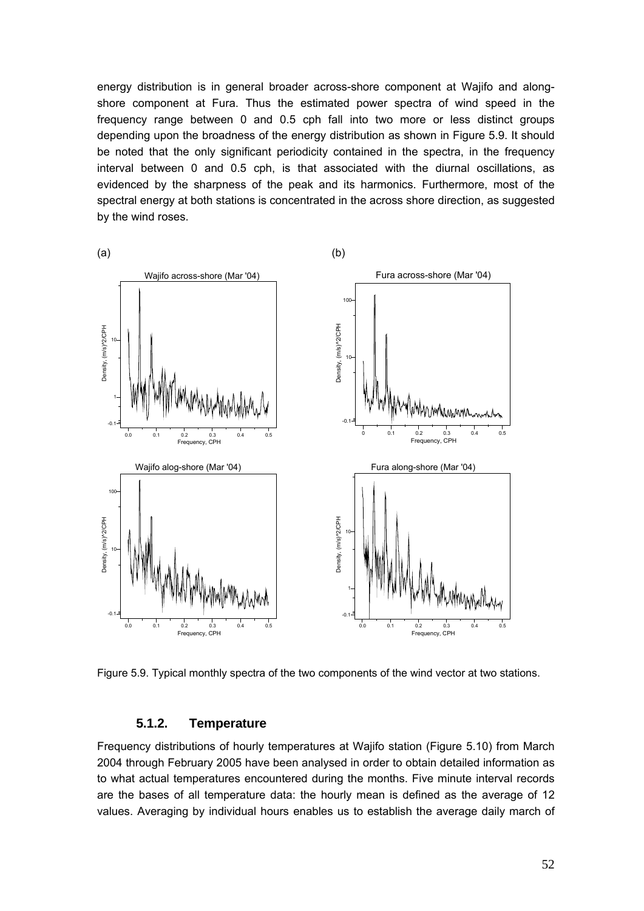energy distribution is in general broader across-shore component at Wajifo and along-shore component at Fura. Thus the estimated power spectra of wind speed in the frequency range between 0 and 0.5 cph fall into two more or less distinct groups depending upon the broadness of the energy distribution as shown in Figure 5.9. It should be noted that the only significant periodicity contained in the spectra, in the frequency interval between 0 and 0.5 cph, is that associated with the diurnal oscillations, as evidenced by the sharpness of the peak and its harmonics. Furthermore, most of the spectral energy at both stations is concentrated in the across shore direction, as suggested by the wind roses.

Figure 5.9. Typical monthly spectra of the two components of the wind vector at two stations.

### 5.1.2. Temperature

Frequency distributions of hourly temperatures at Wajifo station (Figure 5.10) from March 2004 through February 2005 have been analysed in order to obtain detailed information as to what actual temperatures encountered during the months. Five minute interval records are the bases of all temperature data: the hourly mean is defined as the average of 12 values. Averaging by individual hours enables us to establish the average daily march of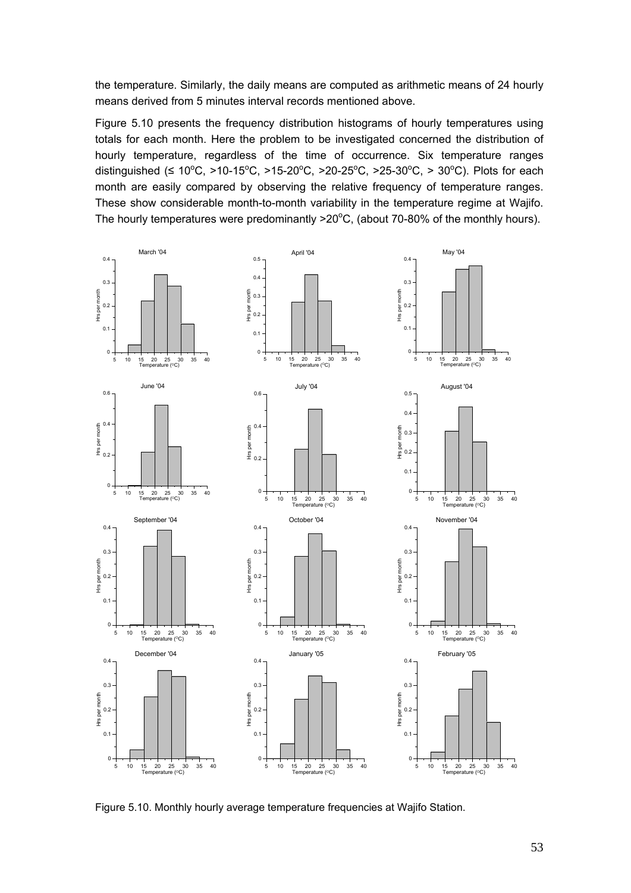the temperature. Similarly, the daily means are computed as arithmetic means of 24 hourly means derived from 5 minutes interval records mentioned above.

Figure 5.10 presents the frequency distribution histograms of hourly temperatures using totals for each month. Here the problem to be investigated concerned the distribution of hourly temperature, regardless of the time of occurrence. Six temperature ranges distinguished (≤ 10°C, >10-15°C, >15-20°C, >20-25°C, >25-30°C, > 30°C). Plots for each month are easily compared by observing the relative frequency of temperature ranges. These show considerable month-to-month variability in the temperature regime at Wajifo. The hourly temperatures were predominantly >20°C, (about 70-80% of the monthly hours).

Figure 5.10. Monthly hourly average temperature frequencies at Wajifo Station.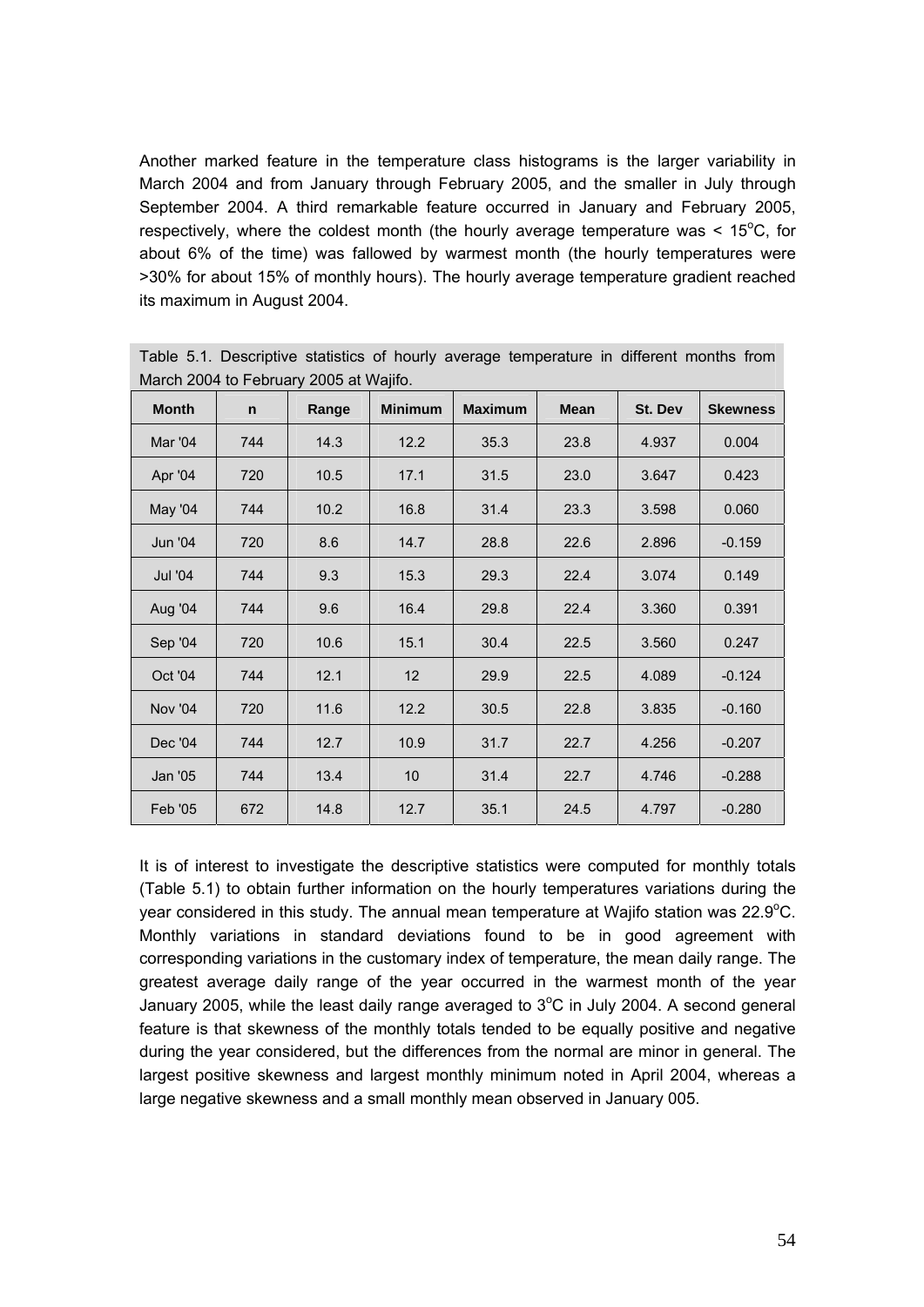Another marked feature in the temperature class histograms is the larger variability in March 2004 and from January through February 2005, and the smaller in July through September 2004. A third remarkable feature occurred in January and February 2005, respectively, where the coldest month (the hourly average temperature was < 15°C, for about 6% of the time) was fallowed by warmest month (the hourly temperatures were >30% for about 15% of monthly hours). The hourly average temperature gradient reached its maximum in August 2004.

Table 5.1. Descriptive statistics of hourly average temperature in different months from March 2004 to February 2005 at Wajifo.

| Month | n | Range | Minimum | Maximum | Mean | St. Dev | Skewness |
|---|---|---|---|---|---|---|---|
| Mar '04 | 744 | 14.3 | 12.2 | 35.3 | 23.8 | 4.937 | 0.004 |
| Apr '04 | 720 | 10.5 | 17.1 | 31.5 | 23.0 | 3.647 | 0.423 |
| May '04 | 744 | 10.2 | 16.8 | 31.4 | 23.3 | 3.598 | 0.060 |
| Jun '04 | 720 | 8.6 | 14.7 | 28.8 | 22.6 | 2.896 | -0.159 |
| Jul '04 | 744 | 9.3 | 15.3 | 29.3 | 22.4 | 3.074 | 0.149 |
| Aug '04 | 744 | 9.6 | 16.4 | 29.8 | 22.4 | 3.360 | 0.391 |
| Sep '04 | 720 | 10.6 | 15.1 | 30.4 | 22.5 | 3.560 | 0.247 |
| Oct '04 | 744 | 12.1 | 12 | 29.9 | 22.5 | 4.089 | -0.124 |
| Nov '04 | 720 | 11.6 | 12.2 | 30.5 | 22.8 | 3.835 | -0.160 |
| Dec '04 | 744 | 12.7 | 10.9 | 31.7 | 22.7 | 4.256 | -0.207 |
| Jan '05 | 744 | 13.4 | 10 | 31.4 | 22.7 | 4.746 | -0.288 |
| Feb '05 | 672 | 14.8 | 12.7 | 35.1 | 24.5 | 4.797 | -0.280 |

It is of interest to investigate the descriptive statistics were computed for monthly totals (Table 5.1) to obtain further information on the hourly temperatures variations during the year considered in this study. The annual mean temperature at Wajifo station was 22.9°C. Monthly variations in standard deviations found to be in good agreement with corresponding variations in the customary index of temperature, the mean daily range. The greatest average daily range of the year occurred in the warmest month of the year January 2005, while the least daily range averaged to 3°C in July 2004. A second general feature is that skewness of the monthly totals tended to be equally positive and negative during the year considered, but the differences from the normal are minor in general. The largest positive skewness and largest monthly minimum noted in April 2004, whereas a large negative skewness and a small monthly mean observed in January 005.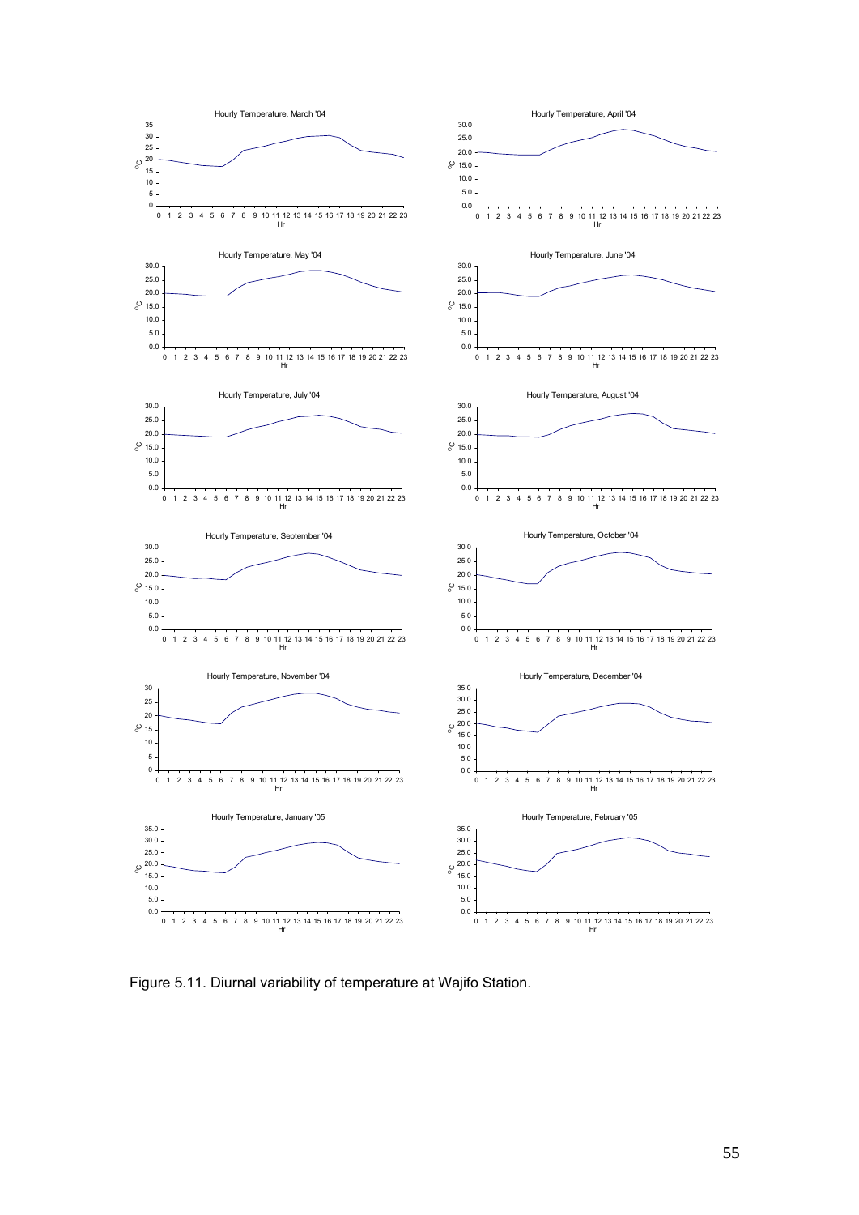Figure 5.11. Diurnal variability of temperature at Wajifo Station.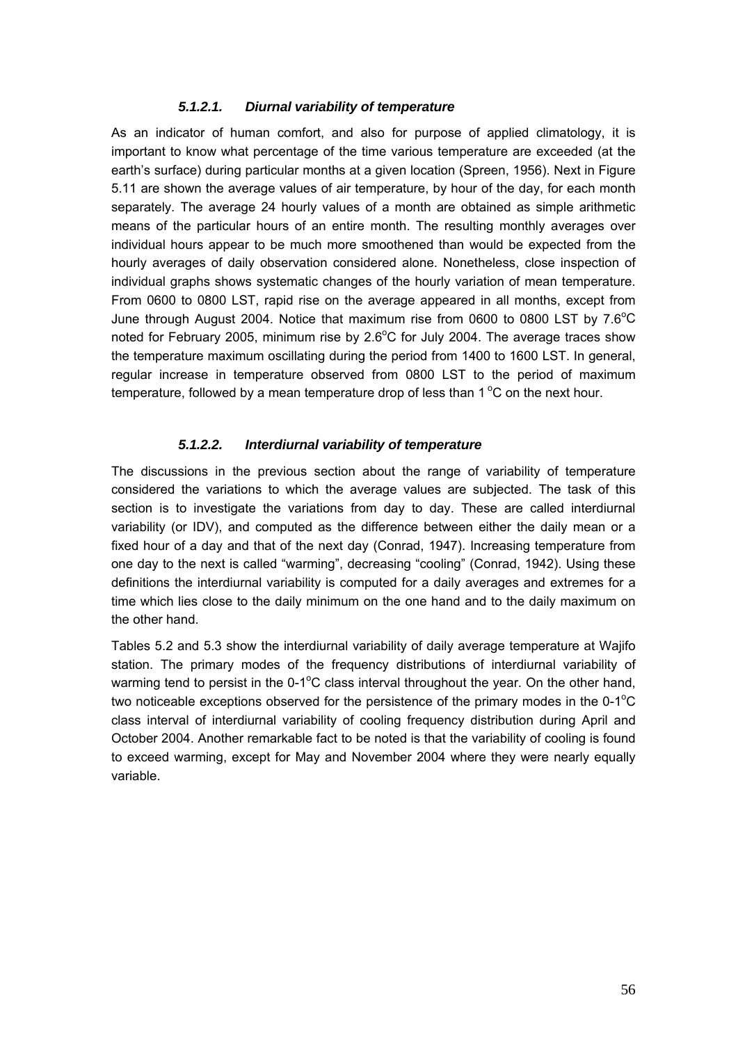#### *5.1.2.1. Diurnal variability of temperature*

As an indicator of human comfort, and also for purpose of applied climatology, it is important to know what percentage of the time various temperature are exceeded (at the earth's surface) during particular months at a given location (Spreen, 1956). Next in Figure 5.11 are shown the average values of air temperature, by hour of the day, for each month separately. The average 24 hourly values of a month are obtained as simple arithmetic means of the particular hours of an entire month. The resulting monthly averages over individual hours appear to be much more smoothened than would be expected from the hourly averages of daily observation considered alone. Nonetheless, close inspection of individual graphs shows systematic changes of the hourly variation of mean temperature. From 0600 to 0800 LST, rapid rise on the average appeared in all months, except from June through August 2004. Notice that maximum rise from 0600 to 0800 LST by 7.6$^{o}$C noted for February 2005, minimum rise by 2.6$^{o}$C for July 2004. The average traces show the temperature maximum oscillating during the period from 1400 to 1600 LST. In general, regular increase in temperature observed from 0800 LST to the period of maximum temperature, followed by a mean temperature drop of less than 1 $^{o}$C on the next hour.

#### *5.1.2.2. Interdiurnal variability of temperature*

The discussions in the previous section about the range of variability of temperature considered the variations to which the average values are subjected. The task of this section is to investigate the variations from day to day. These are called interdiurnal variability (or IDV), and computed as the difference between either the daily mean or a fixed hour of a day and that of the next day (Conrad, 1947). Increasing temperature from one day to the next is called "warming", decreasing "cooling" (Conrad, 1942). Using these definitions the interdiurnal variability is computed for a daily averages and extremes for a time which lies close to the daily minimum on the one hand and to the daily maximum on the other hand.

Tables 5.2 and 5.3 show the interdiurnal variability of daily average temperature at Wajifo station. The primary modes of the frequency distributions of interdiurnal variability of warming tend to persist in the 0-1$^{o}$C class interval throughout the year. On the other hand, two noticeable exceptions observed for the persistence of the primary modes in the 0-1$^{o}$C class interval of interdiurnal variability of cooling frequency distribution during April and October 2004. Another remarkable fact to be noted is that the variability of cooling is found to exceed warming, except for May and November 2004 where they were nearly equally variable.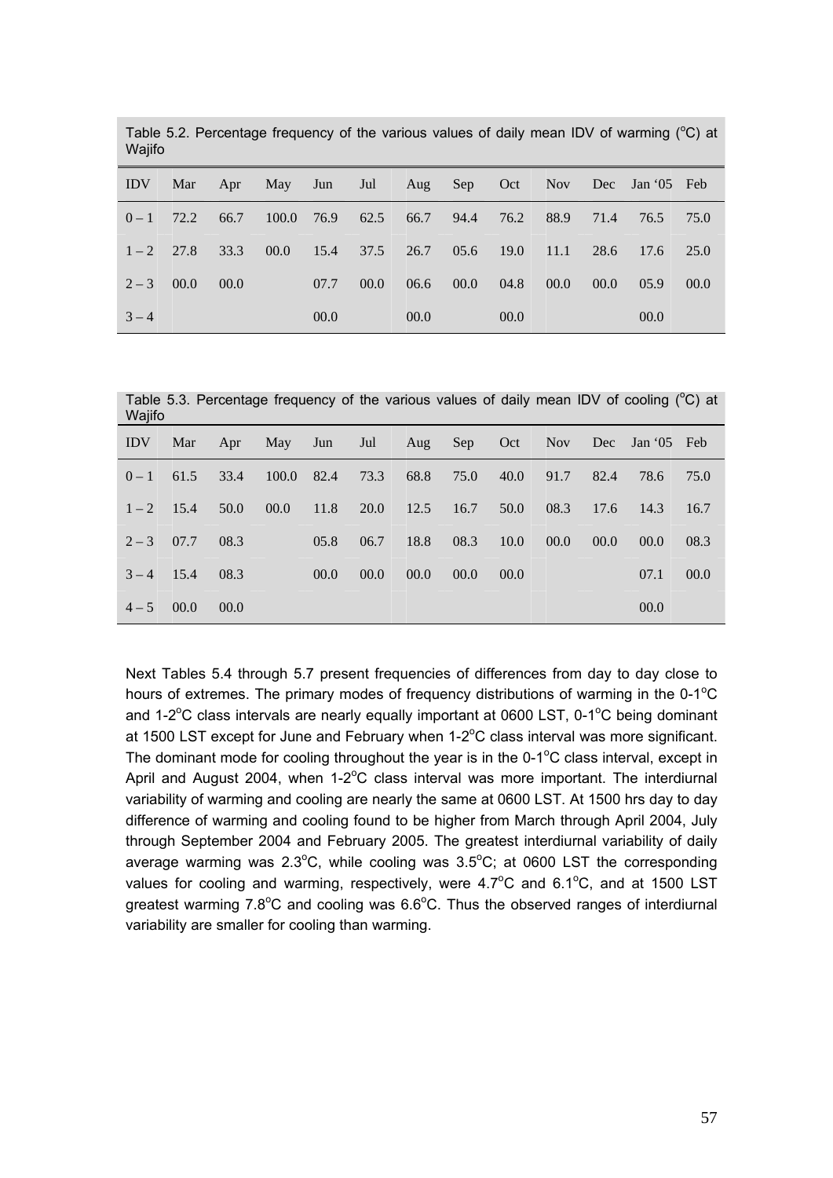Table 5.2. Percentage frequency of the various values of daily mean IDV of warming (°C) at Wajifo

| IDV | Mar | Apr | May | Jun | Jul | Aug | Sep | Oct | Nov | Dec | Jan '05 | Feb |
|---|---|---|---|---|---|---|---|---|---|---|---|---|
| 0 – 1 | 72.2 | 66.7 | 100.0 | 76.9 | 62.5 | 66.7 | 94.4 | 76.2 | 88.9 | 71.4 | 76.5 | 75.0 |
| 1 – 2 | 27.8 | 33.3 | 00.0 | 15.4 | 37.5 | 26.7 | 05.6 | 19.0 | 11.1 | 28.6 | 17.6 | 25.0 |
| 2 – 3 | 00.0 | 00.0 | | 07.7 | 00.0 | 06.6 | 00.0 | 04.8 | 00.0 | 00.0 | 05.9 | 00.0 |
| 3 – 4 | | | | 00.0 | | 00.0 | | 00.0 | | | 00.0 | |

Table 5.3. Percentage frequency of the various values of daily mean IDV of cooling (°C) at Wajifo

| IDV | Mar | Apr | May | Jun | Jul | Aug | Sep | Oct | Nov | Dec | Jan '05 | Feb |
|---|---|---|---|---|---|---|---|---|---|---|---|---|
| 0 – 1 | 61.5 | 33.4 | 100.0 | 82.4 | 73.3 | 68.8 | 75.0 | 40.0 | 91.7 | 82.4 | 78.6 | 75.0 |
| 1 – 2 | 15.4 | 50.0 | 00.0 | 11.8 | 20.0 | 12.5 | 16.7 | 50.0 | 08.3 | 17.6 | 14.3 | 16.7 |
| 2 – 3 | 07.7 | 08.3 | | 05.8 | 06.7 | 18.8 | 08.3 | 10.0 | 00.0 | 00.0 | 00.0 | 08.3 |
| 3 – 4 | 15.4 | 08.3 | | 00.0 | 00.0 | 00.0 | 00.0 | 00.0 | | | 07.1 | 00.0 |
| 4 – 5 | 00.0 | 00.0 | | | | | | | | | 00.0 | |

Next Tables 5.4 through 5.7 present frequencies of differences from day to day close to hours of extremes. The primary modes of frequency distributions of warming in the 0-1°C and 1-2°C class intervals are nearly equally important at 0600 LST, 0-1°C being dominant at 1500 LST except for June and February when 1-2°C class interval was more significant. The dominant mode for cooling throughout the year is in the 0-1°C class interval, except in April and August 2004, when 1-2°C class interval was more important. The interdiurnal variability of warming and cooling are nearly the same at 0600 LST. At 1500 hrs day to day difference of warming and cooling found to be higher from March through April 2004, July through September 2004 and February 2005. The greatest interdiurnal variability of daily average warming was 2.3°C, while cooling was 3.5°C; at 0600 LST the corresponding values for cooling and warming, respectively, were 4.7°C and 6.1°C, and at 1500 LST greatest warming 7.8°C and cooling was 6.6°C. Thus the observed ranges of interdiurnal variability are smaller for cooling than warming.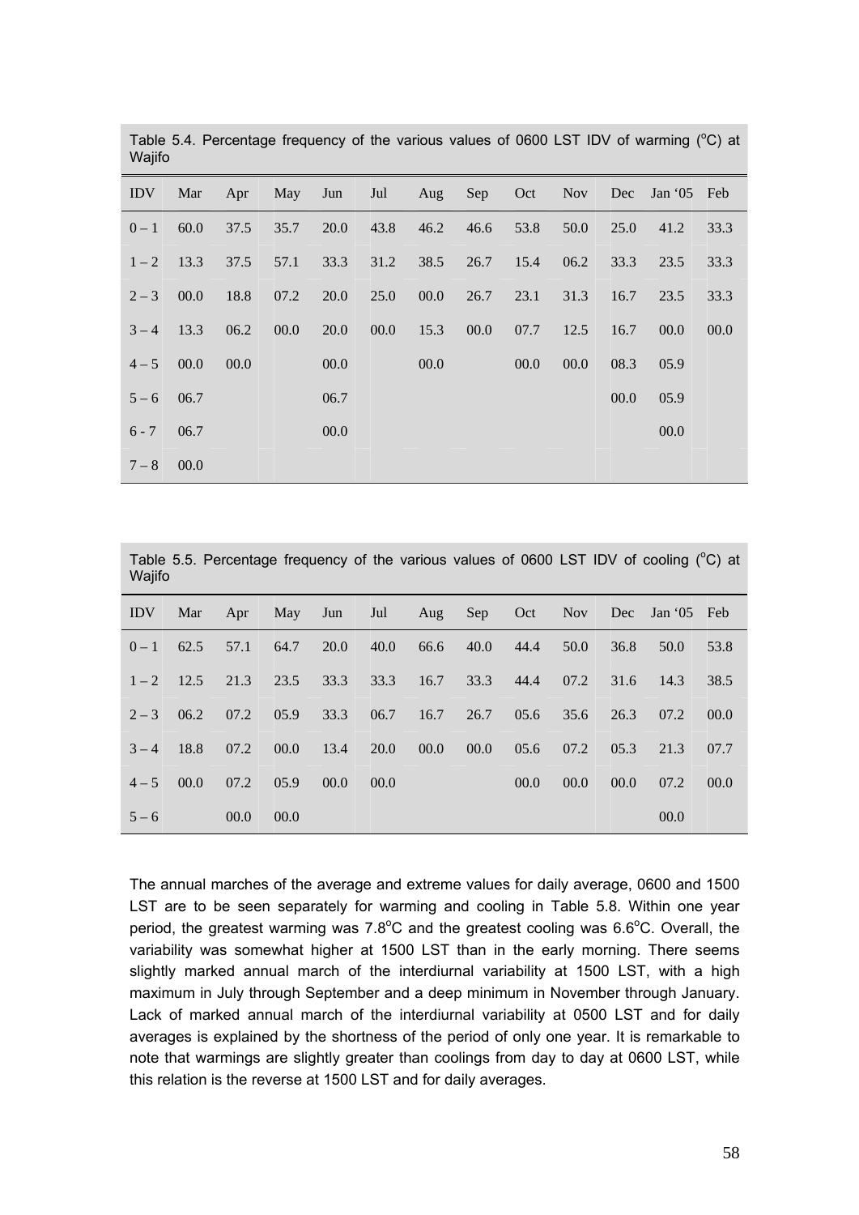Table 5.4. Percentage frequency of the various values of 0600 LST IDV of warming ($^{o}$C) at Wajifo

| IDV | Mar | Apr | May | Jun | Jul | Aug | Sep | Oct | Nov | Dec | Jan '05 | Feb |
|---|---|---|---|---|---|---|---|---|---|---|---|---|
| 0 – 1 | 60.0 | 37.5 | 35.7 | 20.0 | 43.8 | 46.2 | 46.6 | 53.8 | 50.0 | 25.0 | 41.2 | 33.3 |
| 1 – 2 | 13.3 | 37.5 | 57.1 | 33.3 | 31.2 | 38.5 | 26.7 | 15.4 | 06.2 | 33.3 | 23.5 | 33.3 |
| 2 – 3 | 00.0 | 18.8 | 07.2 | 20.0 | 25.0 | 00.0 | 26.7 | 23.1 | 31.3 | 16.7 | 23.5 | 33.3 |
| 3 – 4 | 13.3 | 06.2 | 00.0 | 20.0 | 00.0 | 15.3 | 00.0 | 07.7 | 12.5 | 16.7 | 00.0 | 00.0 |
| 4 – 5 | 00.0 | 00.0 | | 00.0 | | 00.0 | | 00.0 | 00.0 | 08.3 | 05.9 | |
| 5 – 6 | 06.7 | | | 06.7 | | | | | | 00.0 | 05.9 | |
| 6 - 7 | 06.7 | | | 00.0 | | | | | | | 00.0 | |
| 7 – 8 | 00.0 | | | | | | | | | | | |

Table 5.5. Percentage frequency of the various values of 0600 LST IDV of cooling ($^{o}$C) at Wajifo

| IDV | Mar | Apr | May | Jun | Jul | Aug | Sep | Oct | Nov | Dec | Jan '05 | Feb |
|---|---|---|---|---|---|---|---|---|---|---|---|---|
| 0 – 1 | 62.5 | 57.1 | 64.7 | 20.0 | 40.0 | 66.6 | 40.0 | 44.4 | 50.0 | 36.8 | 50.0 | 53.8 |
| 1 – 2 | 12.5 | 21.3 | 23.5 | 33.3 | 33.3 | 16.7 | 33.3 | 44.4 | 07.2 | 31.6 | 14.3 | 38.5 |
| 2 – 3 | 06.2 | 07.2 | 05.9 | 33.3 | 06.7 | 16.7 | 26.7 | 05.6 | 35.6 | 26.3 | 07.2 | 00.0 |
| 3 – 4 | 18.8 | 07.2 | 00.0 | 13.4 | 20.0 | 00.0 | 00.0 | 05.6 | 07.2 | 05.3 | 21.3 | 07.7 |
| 4 – 5 | 00.0 | 07.2 | 05.9 | 00.0 | 00.0 | | | 00.0 | 00.0 | 00.0 | 07.2 | 00.0 |
| 5 – 6 | | 00.0 | 00.0 | | | | | | | | 00.0 | |

The annual marches of the average and extreme values for daily average, 0600 and 1500 LST are to be seen separately for warming and cooling in Table 5.8. Within one year period, the greatest warming was 7.8$^{o}$C and the greatest cooling was 6.6$^{o}$C. Overall, the variability was somewhat higher at 1500 LST than in the early morning. There seems slightly marked annual march of the interdiurnal variability at 1500 LST, with a high maximum in July through September and a deep minimum in November through January. Lack of marked annual march of the interdiurnal variability at 0500 LST and for daily averages is explained by the shortness of the period of only one year. It is remarkable to note that warmings are slightly greater than coolings from day to day at 0600 LST, while this relation is the reverse at 1500 LST and for daily averages.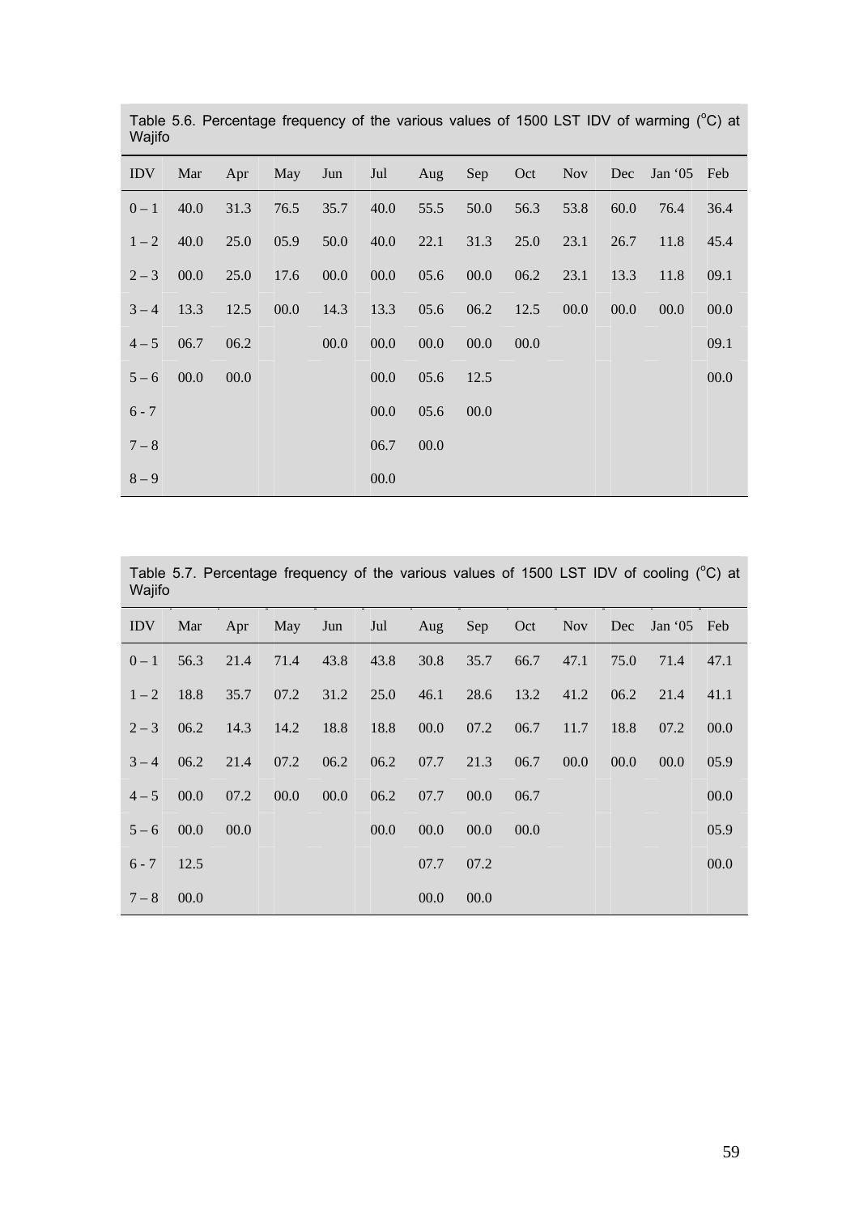Table 5.6. Percentage frequency of the various values of 1500 LST IDV of warming (°C) at Wajifo

| IDV | Mar | Apr | May | Jun | Jul | Aug | Sep | Oct | Nov | Dec | Jan '05 | Feb |
|---|---|---|---|---|---|---|---|---|---|---|---|---|
| 0 – 1 | 40.0 | 31.3 | 76.5 | 35.7 | 40.0 | 55.5 | 50.0 | 56.3 | 53.8 | 60.0 | 76.4 | 36.4 |
| 1 – 2 | 40.0 | 25.0 | 05.9 | 50.0 | 40.0 | 22.1 | 31.3 | 25.0 | 23.1 | 26.7 | 11.8 | 45.4 |
| 2 – 3 | 00.0 | 25.0 | 17.6 | 00.0 | 00.0 | 05.6 | 00.0 | 06.2 | 23.1 | 13.3 | 11.8 | 09.1 |
| 3 – 4 | 13.3 | 12.5 | 00.0 | 14.3 | 13.3 | 05.6 | 06.2 | 12.5 | 00.0 | 00.0 | 00.0 | 00.0 |
| 4 – 5 | 06.7 | 06.2 | | 00.0 | 00.0 | 00.0 | 00.0 | 00.0 | | | | 09.1 |
| 5 – 6 | 00.0 | 00.0 | | | 00.0 | 05.6 | 12.5 | | | | | 00.0 |
| 6 - 7 | | | | | 00.0 | 05.6 | 00.0 | | | | | |
| 7 – 8 | | | | | 06.7 | 00.0 | | | | | | |
| 8 – 9 | | | | | 00.0 | | | | | | | |

Table 5.7. Percentage frequency of the various values of 1500 LST IDV of cooling (°C) at Wajifo

| IDV | Mar | Apr | May | Jun | Jul | Aug | Sep | Oct | Nov | Dec | Jan '05 | Feb |
|---|---|---|---|---|---|---|---|---|---|---|---|---|
| 0 – 1 | 56.3 | 21.4 | 71.4 | 43.8 | 43.8 | 30.8 | 35.7 | 66.7 | 47.1 | 75.0 | 71.4 | 47.1 |
| 1 – 2 | 18.8 | 35.7 | 07.2 | 31.2 | 25.0 | 46.1 | 28.6 | 13.2 | 41.2 | 06.2 | 21.4 | 41.1 |
| 2 – 3 | 06.2 | 14.3 | 14.2 | 18.8 | 18.8 | 00.0 | 07.2 | 06.7 | 11.7 | 18.8 | 07.2 | 00.0 |
| 3 – 4 | 06.2 | 21.4 | 07.2 | 06.2 | 06.2 | 07.7 | 21.3 | 06.7 | 00.0 | 00.0 | 00.0 | 05.9 |
| 4 – 5 | 00.0 | 07.2 | 00.0 | 00.0 | 06.2 | 07.7 | 00.0 | 06.7 | | | | 00.0 |
| 5 – 6 | 00.0 | 00.0 | | | 00.0 | 00.0 | 00.0 | 00.0 | | | | 05.9 |
| 6 - 7 | 12.5 | | | | | 07.7 | 07.2 | | | | | 00.0 |
| 7 – 8 | 00.0 | | | | | 00.0 | 00.0 | | | | | |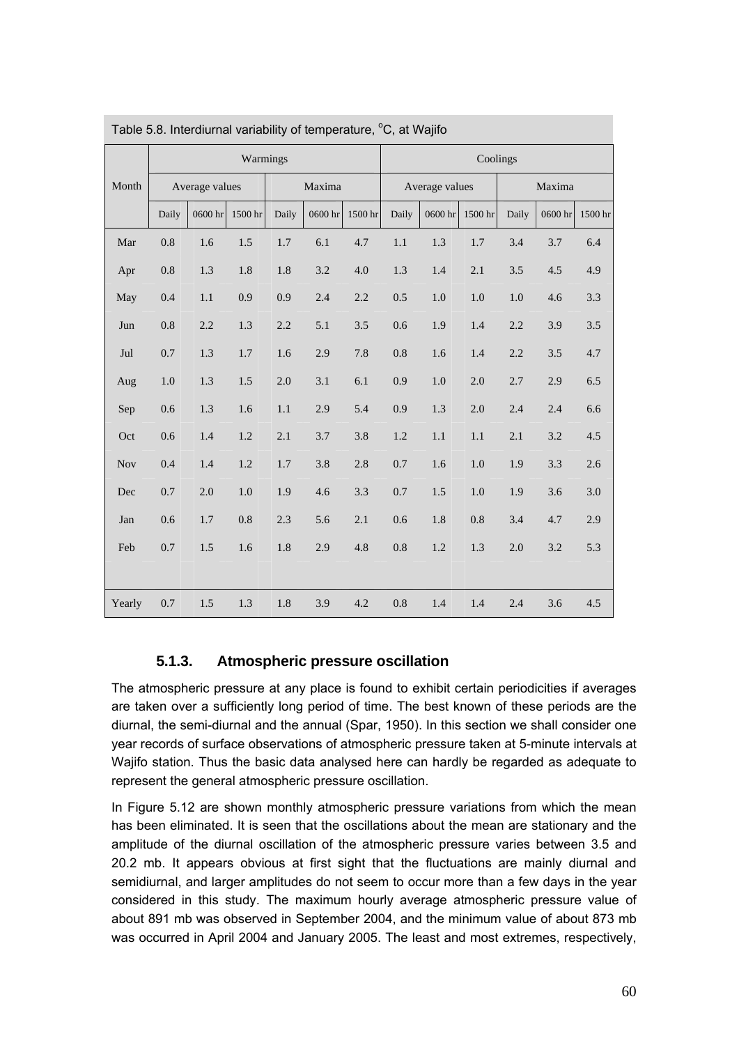Table 5.8. Interdiurnal variability of temperature, °C, at Wajifo

| Month | Warmings | | | | | | Coolings | | | | | |
|---|---|---|---|---|---|---|---|---|---|---|---|---|
| | Average values | | | Maxima | | | Average values | | | Maxima | | |
| | Daily | 0600 hr | 1500 hr | Daily | 0600 hr | 1500 hr | Daily | 0600 hr | 1500 hr | Daily | 0600 hr | 1500 hr |
| Mar | 0.8 | 1.6 | 1.5 | 1.7 | 6.1 | 4.7 | 1.1 | 1.3 | 1.7 | 3.4 | 3.7 | 6.4 |
| Apr | 0.8 | 1.3 | 1.8 | 1.8 | 3.2 | 4.0 | 1.3 | 1.4 | 2.1 | 3.5 | 4.5 | 4.9 |
| May | 0.4 | 1.1 | 0.9 | 0.9 | 2.4 | 2.2 | 0.5 | 1.0 | 1.0 | 1.0 | 4.6 | 3.3 |
| Jun | 0.8 | 2.2 | 1.3 | 2.2 | 5.1 | 3.5 | 0.6 | 1.9 | 1.4 | 2.2 | 3.9 | 3.5 |
| Jul | 0.7 | 1.3 | 1.7 | 1.6 | 2.9 | 7.8 | 0.8 | 1.6 | 1.4 | 2.2 | 3.5 | 4.7 |
| Aug | 1.0 | 1.3 | 1.5 | 2.0 | 3.1 | 6.1 | 0.9 | 1.0 | 2.0 | 2.7 | 2.9 | 6.5 |
| Sep | 0.6 | 1.3 | 1.6 | 1.1 | 2.9 | 5.4 | 0.9 | 1.3 | 2.0 | 2.4 | 2.4 | 6.6 |
| Oct | 0.6 | 1.4 | 1.2 | 2.1 | 3.7 | 3.8 | 1.2 | 1.1 | 1.1 | 2.1 | 3.2 | 4.5 |
| Nov | 0.4 | 1.4 | 1.2 | 1.7 | 3.8 | 2.8 | 0.7 | 1.6 | 1.0 | 1.9 | 3.3 | 2.6 |
| Dec | 0.7 | 2.0 | 1.0 | 1.9 | 4.6 | 3.3 | 0.7 | 1.5 | 1.0 | 1.9 | 3.6 | 3.0 |
| Jan | 0.6 | 1.7 | 0.8 | 2.3 | 5.6 | 2.1 | 0.6 | 1.8 | 0.8 | 3.4 | 4.7 | 2.9 |
| Feb | 0.7 | 1.5 | 1.6 | 1.8 | 2.9 | 4.8 | 0.8 | 1.2 | 1.3 | 2.0 | 3.2 | 5.3 |
| Yearly | 0.7 | 1.5 | 1.3 | 1.8 | 3.9 | 4.2 | 0.8 | 1.4 | 1.4 | 2.4 | 3.6 | 4.5 |

### 5.1.3. Atmospheric pressure oscillation

The atmospheric pressure at any place is found to exhibit certain periodicities if averages are taken over a sufficiently long period of time. The best known of these periods are the diurnal, the semi-diurnal and the annual (Spar, 1950). In this section we shall consider one year records of surface observations of atmospheric pressure taken at 5-minute intervals at Wajifo station. Thus the basic data analysed here can hardly be regarded as adequate to represent the general atmospheric pressure oscillation.

In Figure 5.12 are shown monthly atmospheric pressure variations from which the mean has been eliminated. It is seen that the oscillations about the mean are stationary and the amplitude of the diurnal oscillation of the atmospheric pressure varies between 3.5 and 20.2 mb. It appears obvious at first sight that the fluctuations are mainly diurnal and semidiurnal, and larger amplitudes do not seem to occur more than a few days in the year considered in this study. The maximum hourly average atmospheric pressure value of about 891 mb was observed in September 2004, and the minimum value of about 873 mb was occurred in April 2004 and January 2005. The least and most extremes, respectively,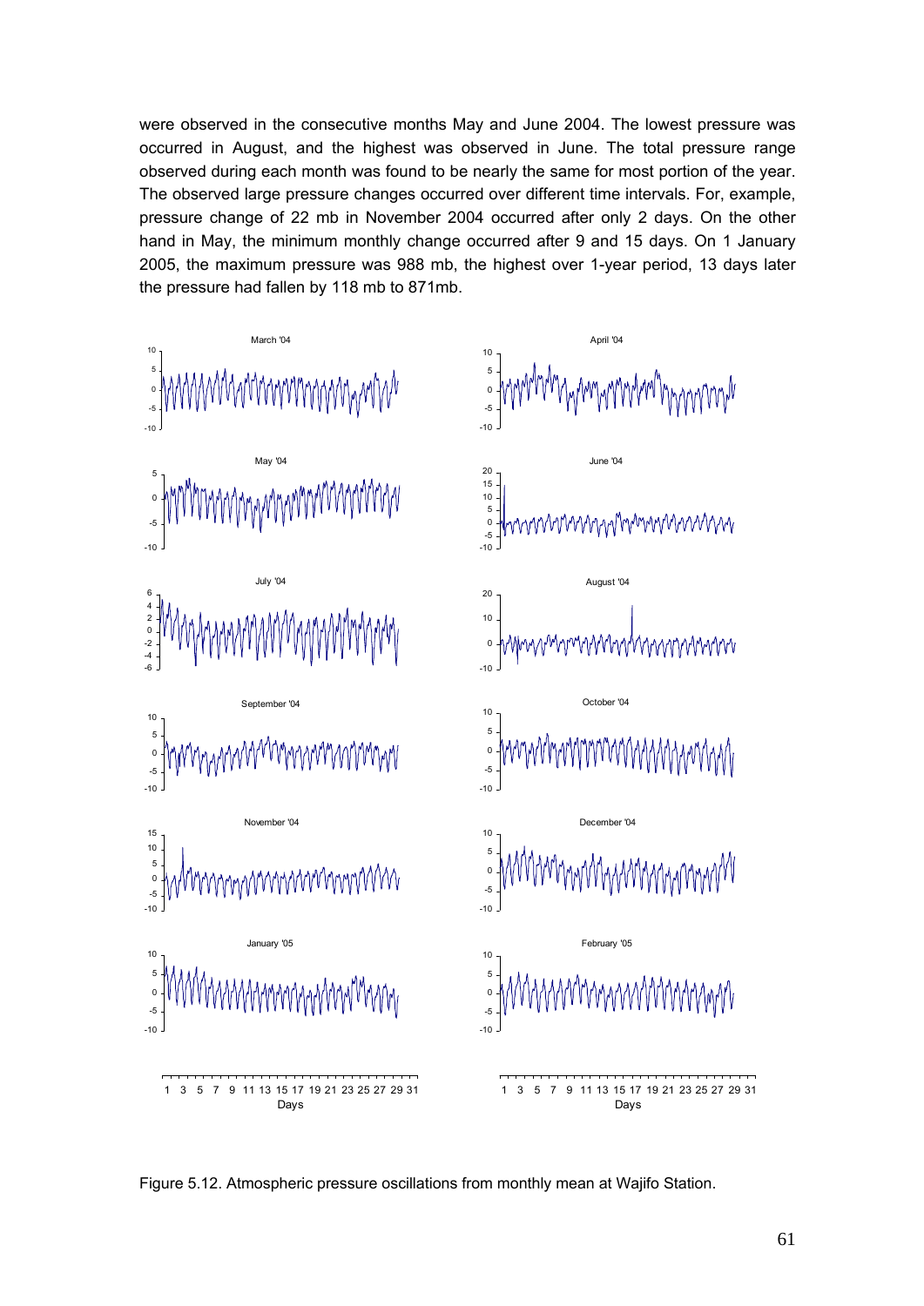were observed in the consecutive months May and June 2004. The lowest pressure was occurred in August, and the highest was observed in June. The total pressure range observed during each month was found to be nearly the same for most portion of the year. The observed large pressure changes occurred over different time intervals. For, example, pressure change of 22 mb in November 2004 occurred after only 2 days. On the other hand in May, the minimum monthly change occurred after 9 and 15 days. On 1 January 2005, the maximum pressure was 988 mb, the highest over 1-year period, 13 days later the pressure had fallen by 118 mb to 871mb.

Figure 5.12. Atmospheric pressure oscillations from monthly mean at Wajifo Station.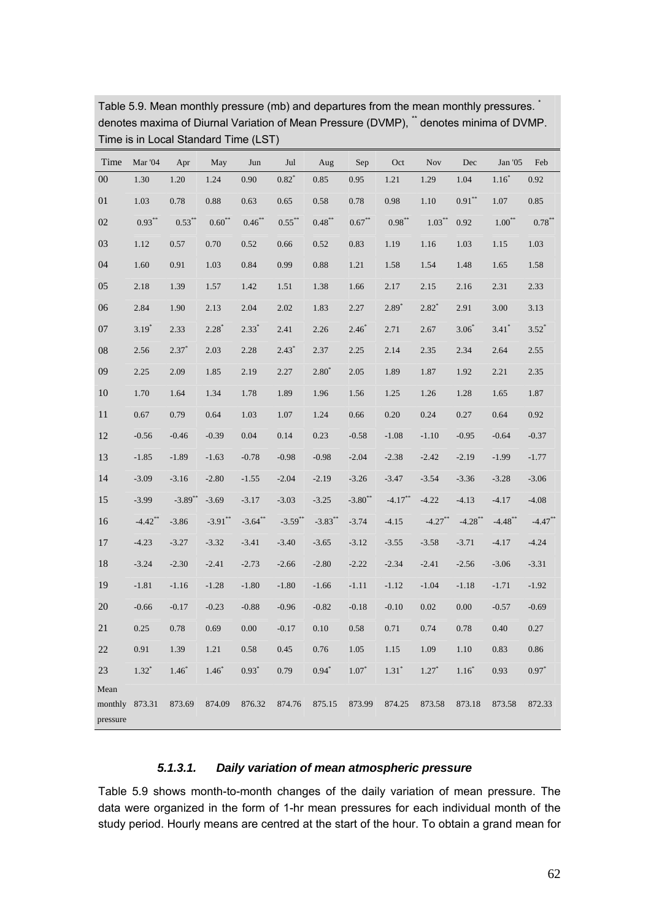Table 5.9. Mean monthly pressure (mb) and departures from the mean monthly pressures. * denotes maxima of Diurnal Variation of Mean Pressure (DVMP), ** denotes minima of DVMP. Time is in Local Standard Time (LST)

| Time | Mar '04 | Apr | May | Jun | Jul | Aug | Sep | Oct | Nov | Dec | Jan '05 | Feb |
|---|---|---|---|---|---|---|---|---|---|---|---|---|
| 00 | 1.30 | 1.20 | 1.24 | 0.90 | 0.82* | 0.85 | 0.95 | 1.21 | 1.29 | 1.04 | 1.16* | 0.92 |
| 01 | 1.03 | 0.78 | 0.88 | 0.63 | 0.65 | 0.58 | 0.78 | 0.98 | 1.10 | 0.91** | 1.07 | 0.85 |
| 02 | 0.93** | 0.53** | 0.60** | 0.46** | 0.55** | 0.48** | 0.67** | 0.98** | 1.03** | 0.92 | 1.00** | 0.78** |
| 03 | 1.12 | 0.57 | 0.70 | 0.52 | 0.66 | 0.52 | 0.83 | 1.19 | 1.16 | 1.03 | 1.15 | 1.03 |
| 04 | 1.60 | 0.91 | 1.03 | 0.84 | 0.99 | 0.88 | 1.21 | 1.58 | 1.54 | 1.48 | 1.65 | 1.58 |
| 05 | 2.18 | 1.39 | 1.57 | 1.42 | 1.51 | 1.38 | 1.66 | 2.17 | 2.15 | 2.16 | 2.31 | 2.33 |
| 06 | 2.84 | 1.90 | 2.13 | 2.04 | 2.02 | 1.83 | 2.27 | 2.89* | 2.82* | 2.91 | 3.00 | 3.13 |
| 07 | 3.19* | 2.33 | 2.28* | 2.33* | 2.41 | 2.26 | 2.46* | 2.71 | 2.67 | 3.06* | 3.41* | 3.52* |
| 08 | 2.56 | 2.37* | 2.03 | 2.28 | 2.43* | 2.37 | 2.25 | 2.14 | 2.35 | 2.34 | 2.64 | 2.55 |
| 09 | 2.25 | 2.09 | 1.85 | 2.19 | 2.27 | 2.80* | 2.05 | 1.89 | 1.87 | 1.92 | 2.21 | 2.35 |
| 10 | 1.70 | 1.64 | 1.34 | 1.78 | 1.89 | 1.96 | 1.56 | 1.25 | 1.26 | 1.28 | 1.65 | 1.87 |
| 11 | 0.67 | 0.79 | 0.64 | 1.03 | 1.07 | 1.24 | 0.66 | 0.20 | 0.24 | 0.27 | 0.64 | 0.92 |
| 12 | -0.56 | -0.46 | -0.39 | 0.04 | 0.14 | 0.23 | -0.58 | -1.08 | -1.10 | -0.95 | -0.64 | -0.37 |
| 13 | -1.85 | -1.89 | -1.63 | -0.78 | -0.98 | -0.98 | -2.04 | -2.38 | -2.42 | -2.19 | -1.99 | -1.77 |
| 14 | -3.09 | -3.16 | -2.80 | -1.55 | -2.04 | -2.19 | -3.26 | -3.47 | -3.54 | -3.36 | -3.28 | -3.06 |
| 15 | -3.99 | -3.89** | -3.69 | -3.17 | -3.03 | -3.25 | -3.80** | -4.17** | -4.22 | -4.13 | -4.17 | -4.08 |
| 16 | -4.42** | -3.86 | -3.91** | -3.64** | -3.59** | -3.83** | -3.74 | -4.15 | -4.27** | -4.28** | -4.48** | -4.47** |
| 17 | -4.23 | -3.27 | -3.32 | -3.41 | -3.40 | -3.65 | -3.12 | -3.55 | -3.58 | -3.71 | -4.17 | -4.24 |
| 18 | -3.24 | -2.30 | -2.41 | -2.73 | -2.66 | -2.80 | -2.22 | -2.34 | -2.41 | -2.56 | -3.06 | -3.31 |
| 19 | -1.81 | -1.16 | -1.28 | -1.80 | -1.80 | -1.66 | -1.11 | -1.12 | -1.04 | -1.18 | -1.71 | -1.92 |
| 20 | -0.66 | -0.17 | -0.23 | -0.88 | -0.96 | -0.82 | -0.18 | -0.10 | 0.02 | 0.00 | -0.57 | -0.69 |
| 21 | 0.25 | 0.78 | 0.69 | 0.00 | -0.17 | 0.10 | 0.58 | 0.71 | 0.74 | 0.78 | 0.40 | 0.27 |
| 22 | 0.91 | 1.39 | 1.21 | 0.58 | 0.45 | 0.76 | 1.05 | 1.15 | 1.09 | 1.10 | 0.83 | 0.86 |
| 23 | 1.32* | 1.46* | 1.46* | 0.93* | 0.79 | 0.94* | 1.07* | 1.31* | 1.27* | 1.16* | 0.93 | 0.97* |
| Mean monthly pressure | 873.31 | 873.69 | 874.09 | 876.32 | 874.76 | 875.15 | 873.99 | 874.25 | 873.58 | 873.18 | 873.58 | 872.33 |

#### 5.1.3.1. *Daily variation of mean atmospheric pressure*

Table 5.9 shows month-to-month changes of the daily variation of mean pressure. The data were organized in the form of 1-hr mean pressures for each individual month of the study period. Hourly means are centred at the start of the hour. To obtain a grand mean for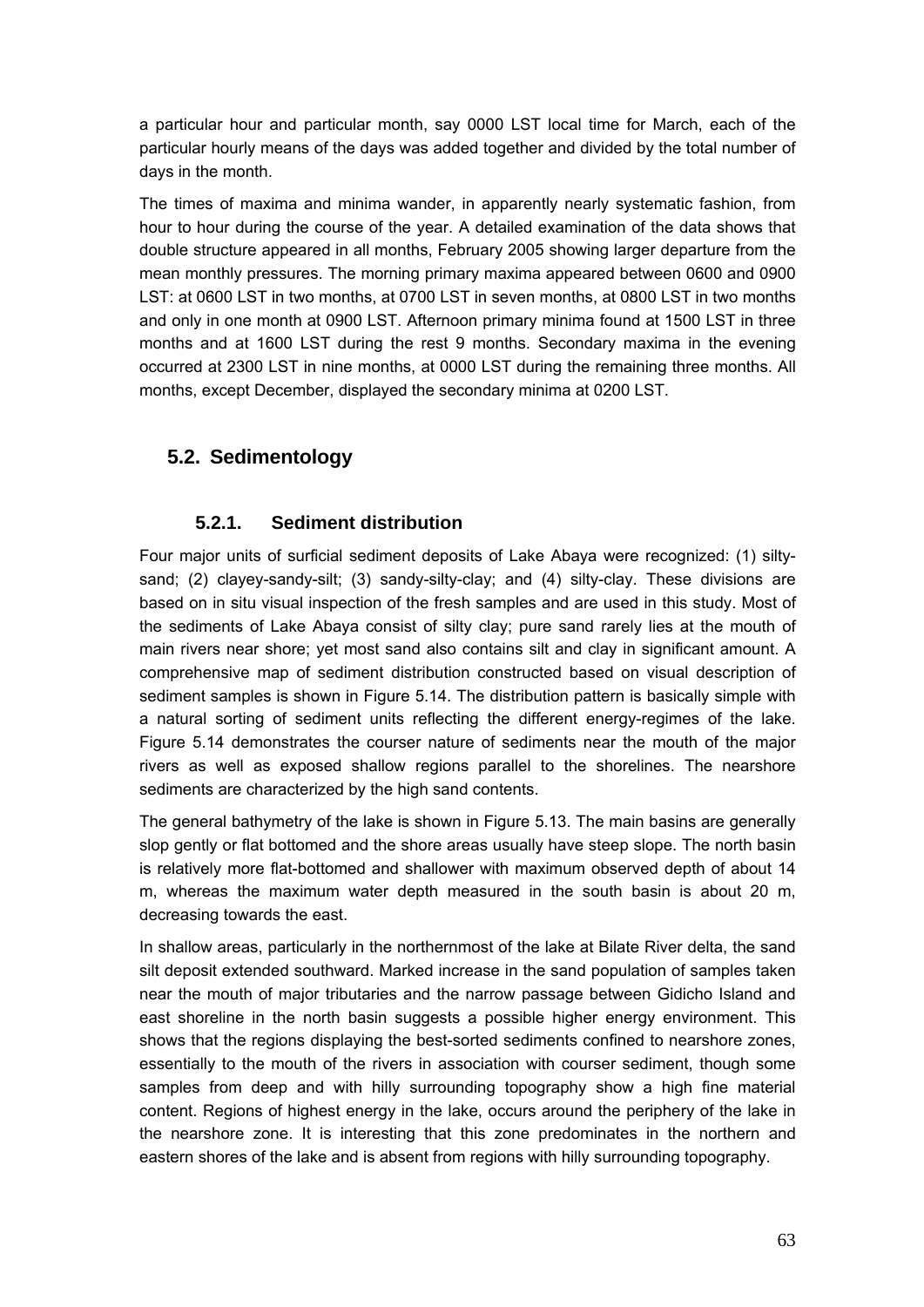a particular hour and particular month, say 0000 LST local time for March, each of the particular hourly means of the days was added together and divided by the total number of days in the month.

The times of maxima and minima wander, in apparently nearly systematic fashion, from hour to hour during the course of the year. A detailed examination of the data shows that double structure appeared in all months, February 2005 showing larger departure from the mean monthly pressures. The morning primary maxima appeared between 0600 and 0900 LST: at 0600 LST in two months, at 0700 LST in seven months, at 0800 LST in two months and only in one month at 0900 LST. Afternoon primary minima found at 1500 LST in three months and at 1600 LST during the rest 9 months. Secondary maxima in the evening occurred at 2300 LST in nine months, at 0000 LST during the remaining three months. All months, except December, displayed the secondary minima at 0200 LST.

## 5.2. Sedimentology

### 5.2.1. Sediment distribution

Four major units of surficial sediment deposits of Lake Abaya were recognized: (1) silty-sand; (2) clayey-sandy-silt; (3) sandy-silty-clay; and (4) silty-clay. These divisions are based on in situ visual inspection of the fresh samples and are used in this study. Most of the sediments of Lake Abaya consist of silty clay; pure sand rarely lies at the mouth of main rivers near shore; yet most sand also contains silt and clay in significant amount. A comprehensive map of sediment distribution constructed based on visual description of sediment samples is shown in Figure 5.14. The distribution pattern is basically simple with a natural sorting of sediment units reflecting the different energy-regimes of the lake. Figure 5.14 demonstrates the courser nature of sediments near the mouth of the major rivers as well as exposed shallow regions parallel to the shorelines. The nearshore sediments are characterized by the high sand contents.

The general bathymetry of the lake is shown in Figure 5.13. The main basins are generally slop gently or flat bottomed and the shore areas usually have steep slope. The north basin is relatively more flat-bottomed and shallower with maximum observed depth of about 14 m, whereas the maximum water depth measured in the south basin is about 20 m, decreasing towards the east.

In shallow areas, particularly in the northernmost of the lake at Bilate River delta, the sand silt deposit extended southward. Marked increase in the sand population of samples taken near the mouth of major tributaries and the narrow passage between Gidicho Island and east shoreline in the north basin suggests a possible higher energy environment. This shows that the regions displaying the best-sorted sediments confined to nearshore zones, essentially to the mouth of the rivers in association with courser sediment, though some samples from deep and with hilly surrounding topography show a high fine material content. Regions of highest energy in the lake, occurs around the periphery of the lake in the nearshore zone. It is interesting that this zone predominates in the northern and eastern shores of the lake and is absent from regions with hilly surrounding topography.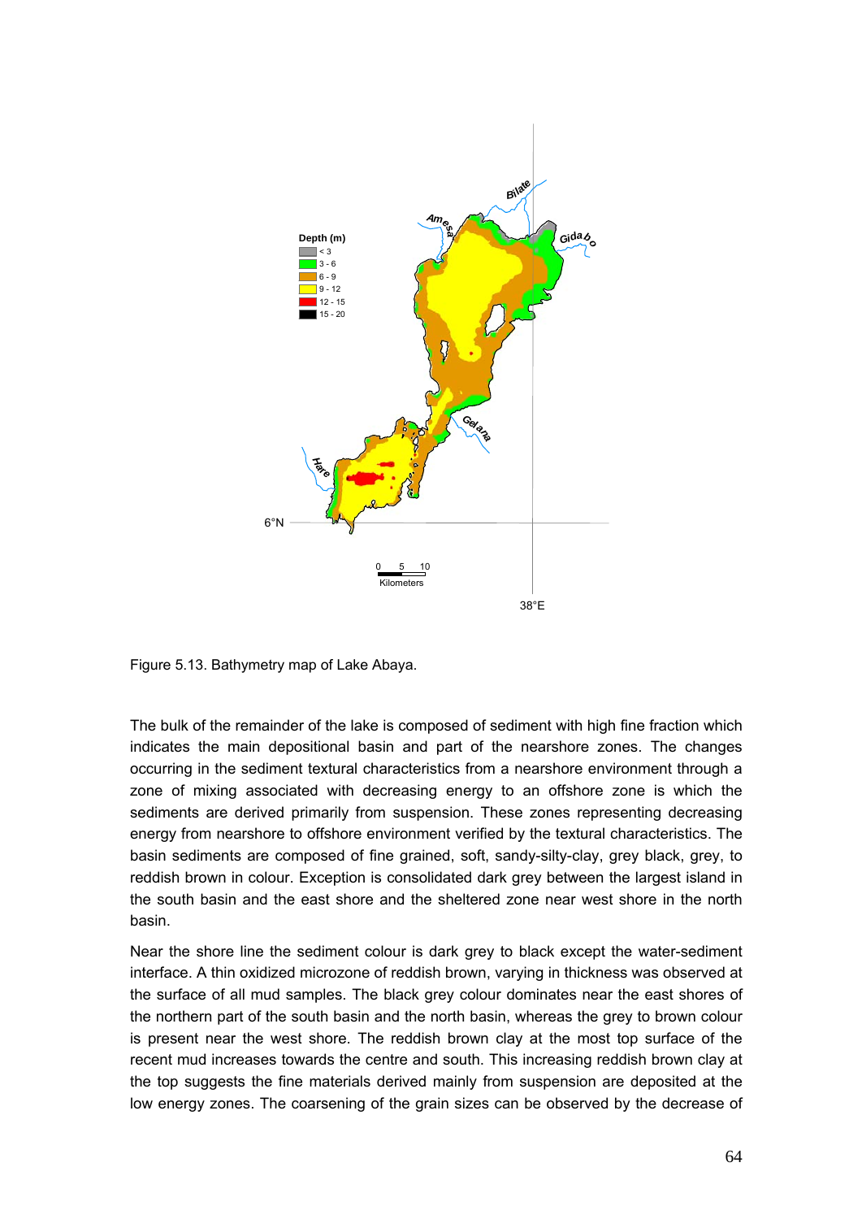Figure 5.13. Bathymetry map of Lake Abaya.

The bulk of the remainder of the lake is composed of sediment with high fine fraction which indicates the main depositional basin and part of the nearshore zones. The changes occurring in the sediment textural characteristics from a nearshore environment through a zone of mixing associated with decreasing energy to an offshore zone is which the sediments are derived primarily from suspension. These zones representing decreasing energy from nearshore to offshore environment verified by the textural characteristics. The basin sediments are composed of fine grained, soft, sandy-silty-clay, grey black, grey, to reddish brown in colour. Exception is consolidated dark grey between the largest island in the south basin and the east shore and the sheltered zone near west shore in the north basin.

Near the shore line the sediment colour is dark grey to black except the water-sediment interface. A thin oxidized microzone of reddish brown, varying in thickness was observed at the surface of all mud samples. The black grey colour dominates near the east shores of the northern part of the south basin and the north basin, whereas the grey to brown colour is present near the west shore. The reddish brown clay at the most top surface of the recent mud increases towards the centre and south. This increasing reddish brown clay at the top suggests the fine materials derived mainly from suspension are deposited at the low energy zones. The coarsening of the grain sizes can be observed by the decrease of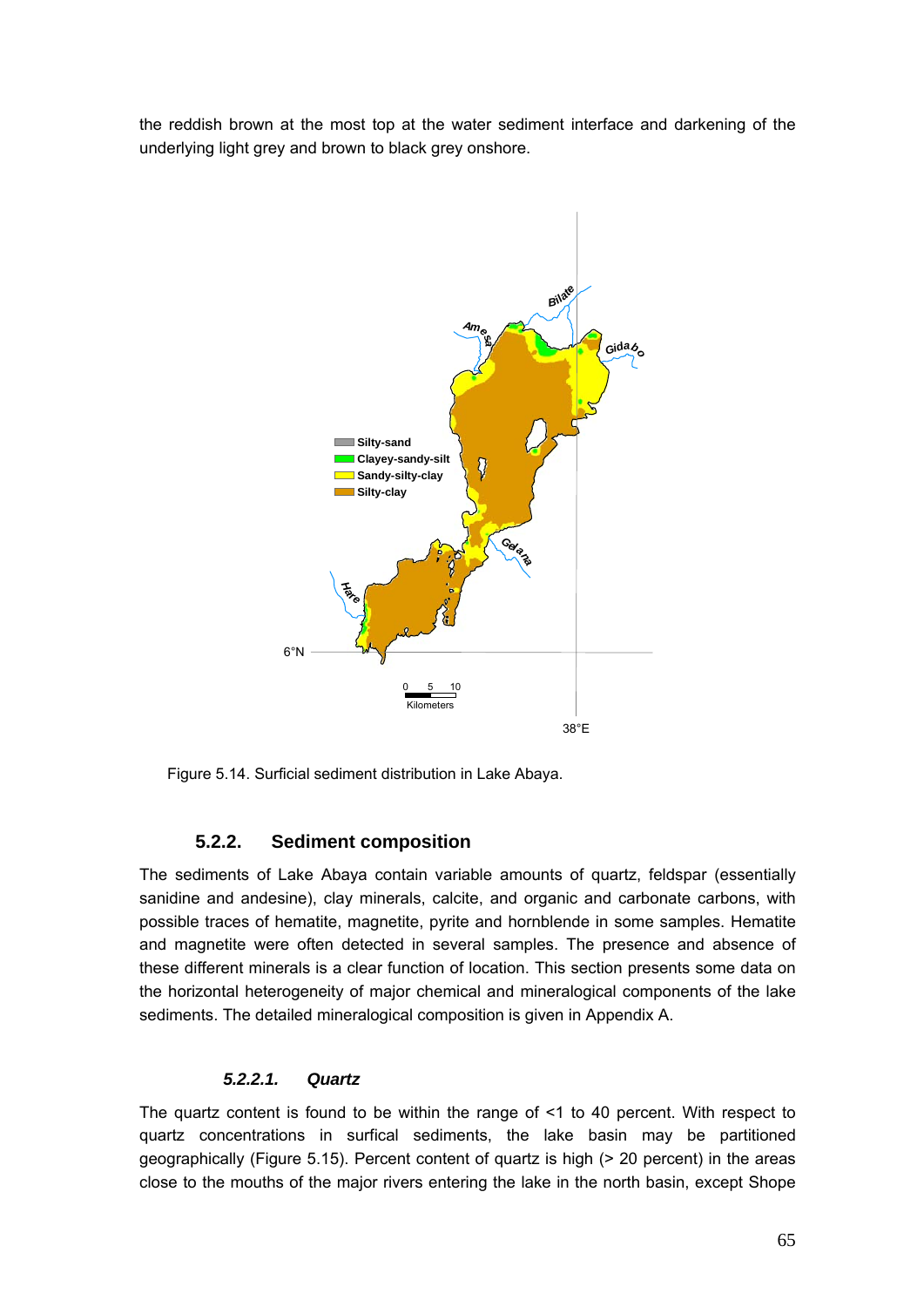the reddish brown at the most top at the water sediment interface and darkening of the underlying light grey and brown to black grey onshore.

Figure 5.14. Surficial sediment distribution in Lake Abaya.

### 5.2.2. Sediment composition

The sediments of Lake Abaya contain variable amounts of quartz, feldspar (essentially sanidine and andesine), clay minerals, calcite, and organic and carbonate carbons, with possible traces of hematite, magnetite, pyrite and hornblende in some samples. Hematite and magnetite were often detected in several samples. The presence and absence of these different minerals is a clear function of location. This section presents some data on the horizontal heterogeneity of major chemical and mineralogical components of the lake sediments. The detailed mineralogical composition is given in Appendix A.

#### *5.2.2.1. Quartz*

The quartz content is found to be within the range of <1 to 40 percent. With respect to quartz concentrations in surfical sediments, the lake basin may be partitioned geographically (Figure 5.15). Percent content of quartz is high (> 20 percent) in the areas close to the mouths of the major rivers entering the lake in the north basin, except Shope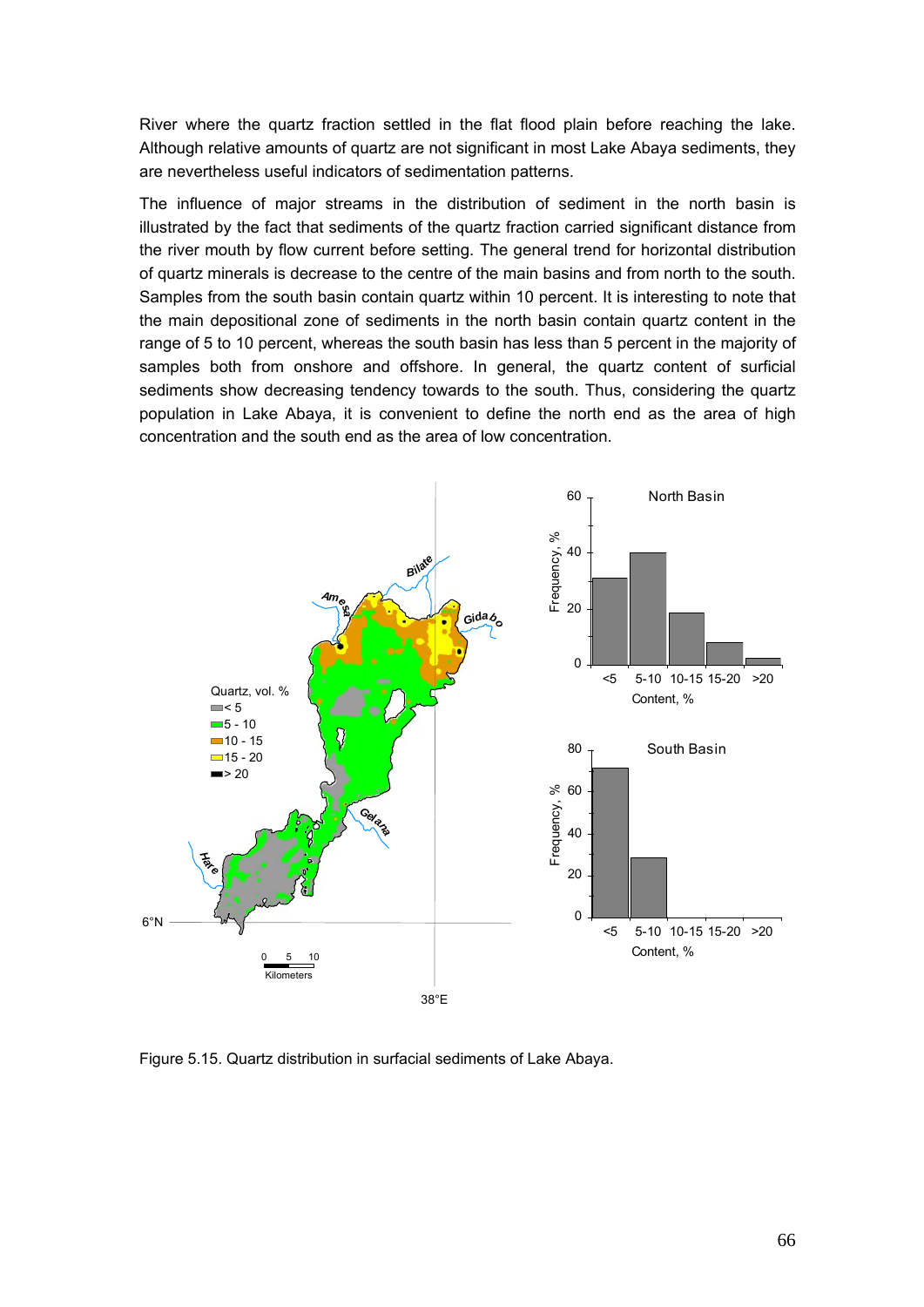River where the quartz fraction settled in the flat flood plain before reaching the lake. Although relative amounts of quartz are not significant in most Lake Abaya sediments, they are nevertheless useful indicators of sedimentation patterns.

The influence of major streams in the distribution of sediment in the north basin is illustrated by the fact that sediments of the quartz fraction carried significant distance from the river mouth by flow current before setting. The general trend for horizontal distribution of quartz minerals is decrease to the centre of the main basins and from north to the south. Samples from the south basin contain quartz within 10 percent. It is interesting to note that the main depositional zone of sediments in the north basin contain quartz content in the range of 5 to 10 percent, whereas the south basin has less than 5 percent in the majority of samples both from onshore and offshore. In general, the quartz content of surficial sediments show decreasing tendency towards to the south. Thus, considering the quartz population in Lake Abaya, it is convenient to define the north end as the area of high concentration and the south end as the area of low concentration.

Figure 5.15. Quartz distribution in surfacial sediments of Lake Abaya.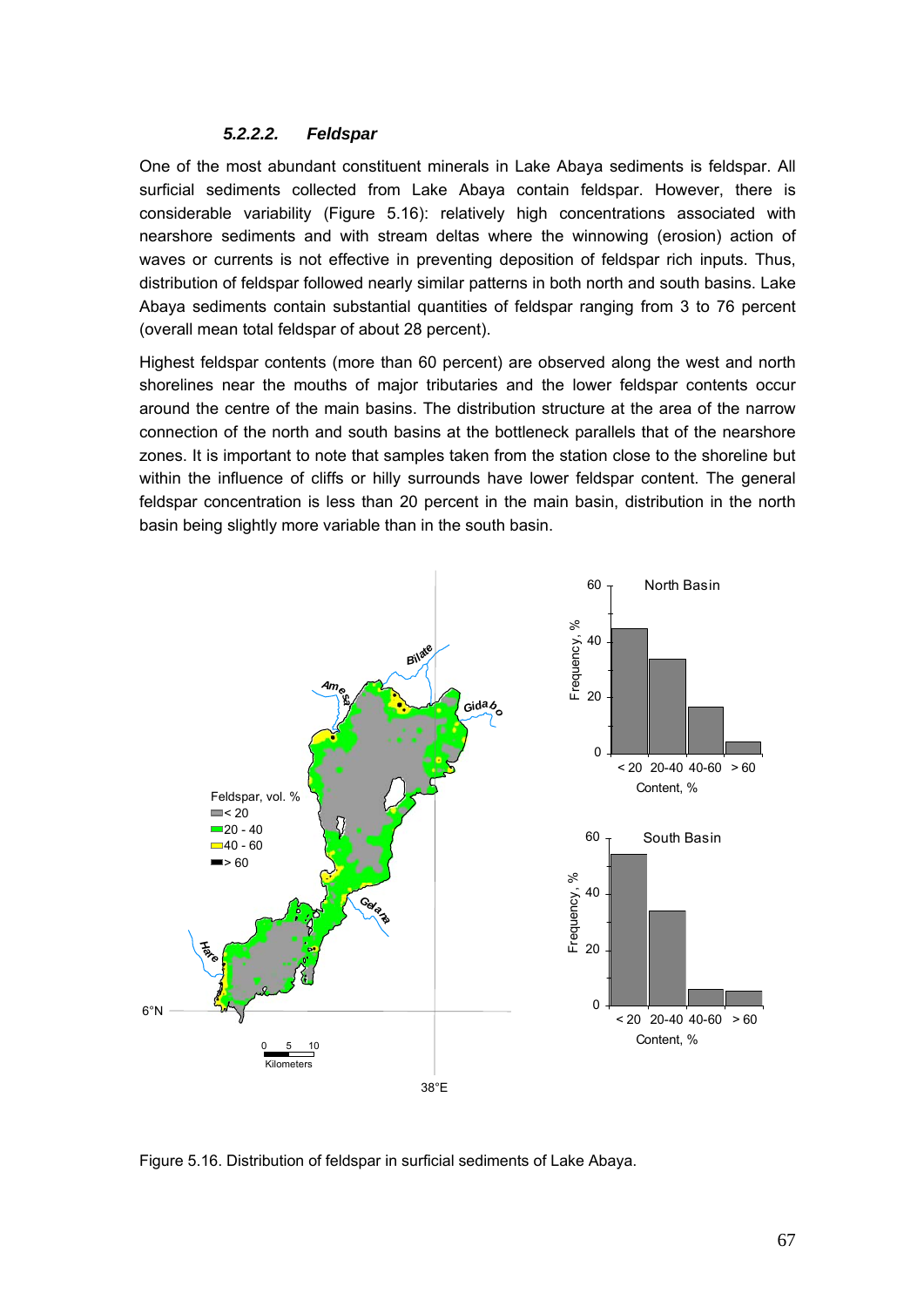#### *5.2.2.2. Feldspar*

One of the most abundant constituent minerals in Lake Abaya sediments is feldspar. All surficial sediments collected from Lake Abaya contain feldspar. However, there is considerable variability (Figure 5.16): relatively high concentrations associated with nearshore sediments and with stream deltas where the winnowing (erosion) action of waves or currents is not effective in preventing deposition of feldspar rich inputs. Thus, distribution of feldspar followed nearly similar patterns in both north and south basins. Lake Abaya sediments contain substantial quantities of feldspar ranging from 3 to 76 percent (overall mean total feldspar of about 28 percent).

Highest feldspar contents (more than 60 percent) are observed along the west and north shorelines near the mouths of major tributaries and the lower feldspar contents occur around the centre of the main basins. The distribution structure at the area of the narrow connection of the north and south basins at the bottleneck parallels that of the nearshore zones. It is important to note that samples taken from the station close to the shoreline but within the influence of cliffs or hilly surrounds have lower feldspar content. The general feldspar concentration is less than 20 percent in the main basin, distribution in the north basin being slightly more variable than in the south basin.

Figure 5.16. Distribution of feldspar in surficial sediments of Lake Abaya.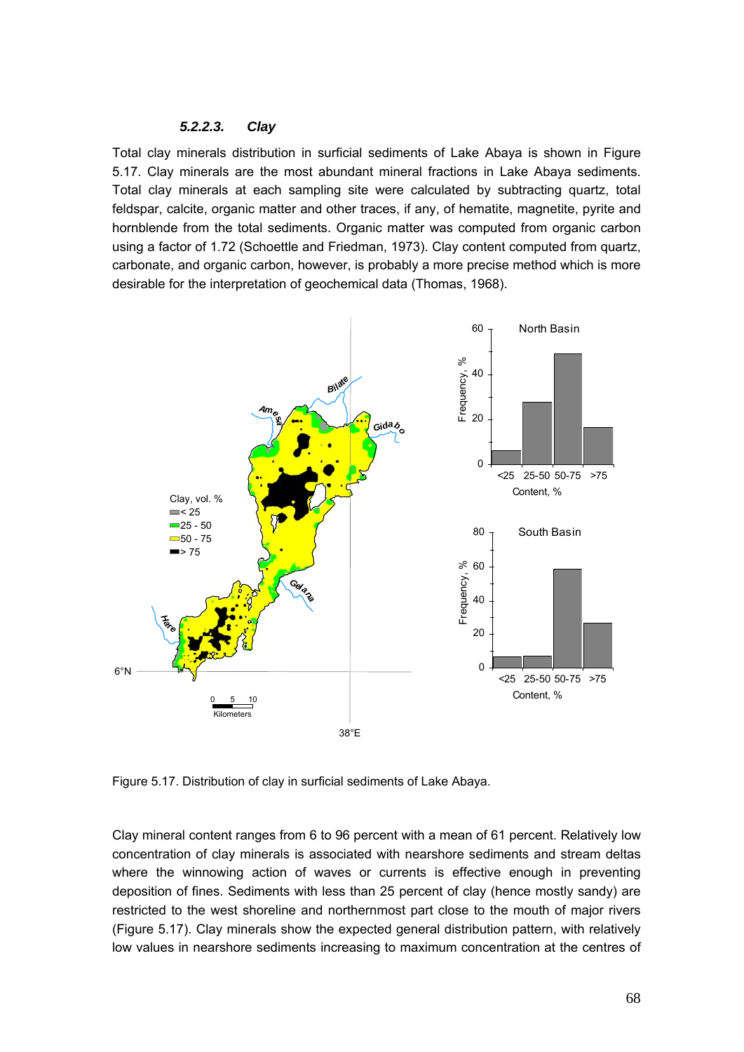#### *5.2.2.3. Clay*

Total clay minerals distribution in surficial sediments of Lake Abaya is shown in Figure 5.17. Clay minerals are the most abundant mineral fractions in Lake Abaya sediments. Total clay minerals at each sampling site were calculated by subtracting quartz, total feldspar, calcite, organic matter and other traces, if any, of hematite, magnetite, pyrite and hornblende from the total sediments. Organic matter was computed from organic carbon using a factor of 1.72 (Schoettle and Friedman, 1973). Clay content computed from quartz, carbonate, and organic carbon, however, is probably a more precise method which is more desirable for the interpretation of geochemical data (Thomas, 1968).

Figure 5.17. Distribution of clay in surficial sediments of Lake Abaya.

Clay mineral content ranges from 6 to 96 percent with a mean of 61 percent. Relatively low concentration of clay minerals is associated with nearshore sediments and stream deltas where the winnowing action of waves or currents is effective enough in preventing deposition of fines. Sediments with less than 25 percent of clay (hence mostly sandy) are restricted to the west shoreline and northernmost part close to the mouth of major rivers (Figure 5.17). Clay minerals show the expected general distribution pattern, with relatively low values in nearshore sediments increasing to maximum concentration at the centres of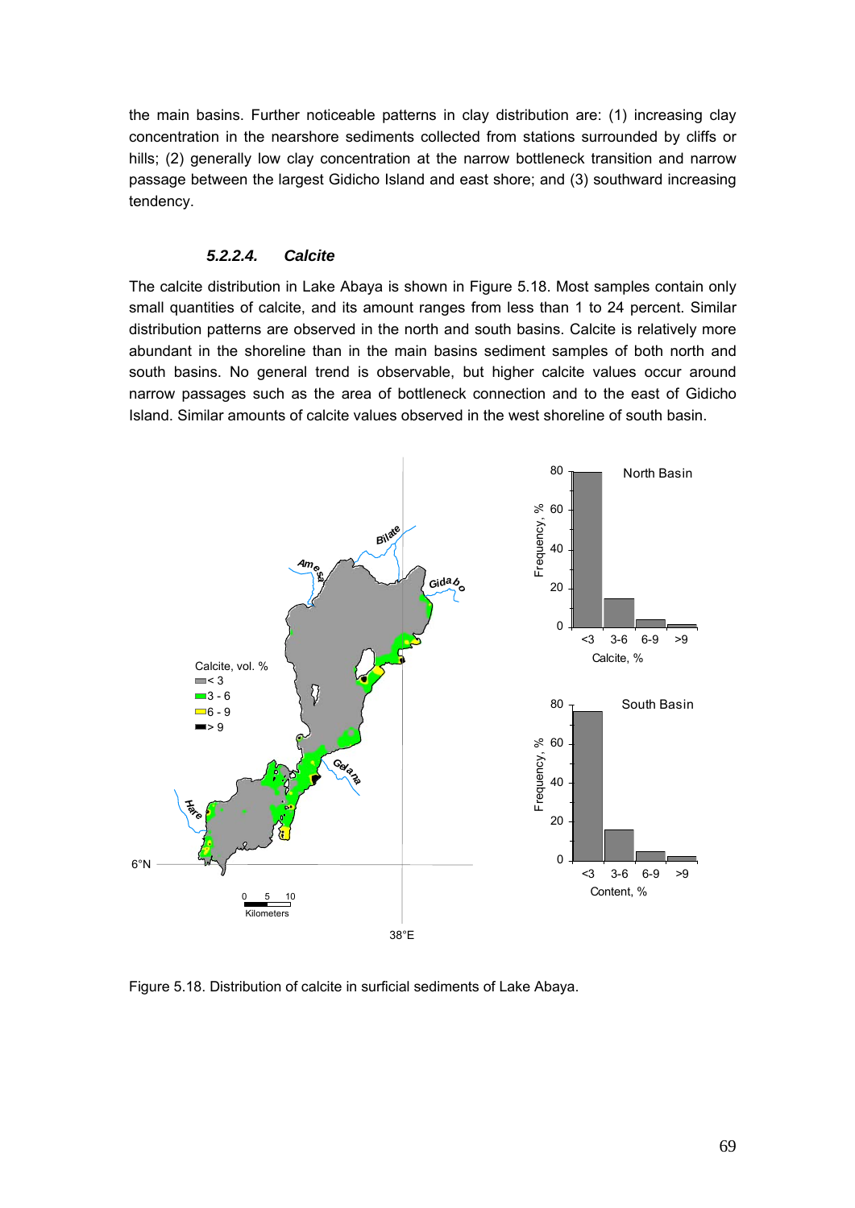the main basins. Further noticeable patterns in clay distribution are: (1) increasing clay concentration in the nearshore sediments collected from stations surrounded by cliffs or hills; (2) generally low clay concentration at the narrow bottleneck transition and narrow passage between the largest Gidicho Island and east shore; and (3) southward increasing tendency.

#### *5.2.2.4. Calcite*

The calcite distribution in Lake Abaya is shown in Figure 5.18. Most samples contain only small quantities of calcite, and its amount ranges from less than 1 to 24 percent. Similar distribution patterns are observed in the north and south basins. Calcite is relatively more abundant in the shoreline than in the main basins sediment samples of both north and south basins. No general trend is observable, but higher calcite values occur around narrow passages such as the area of bottleneck connection and to the east of Gidicho Island. Similar amounts of calcite values observed in the west shoreline of south basin.

Figure 5.18. Distribution of calcite in surficial sediments of Lake Abaya.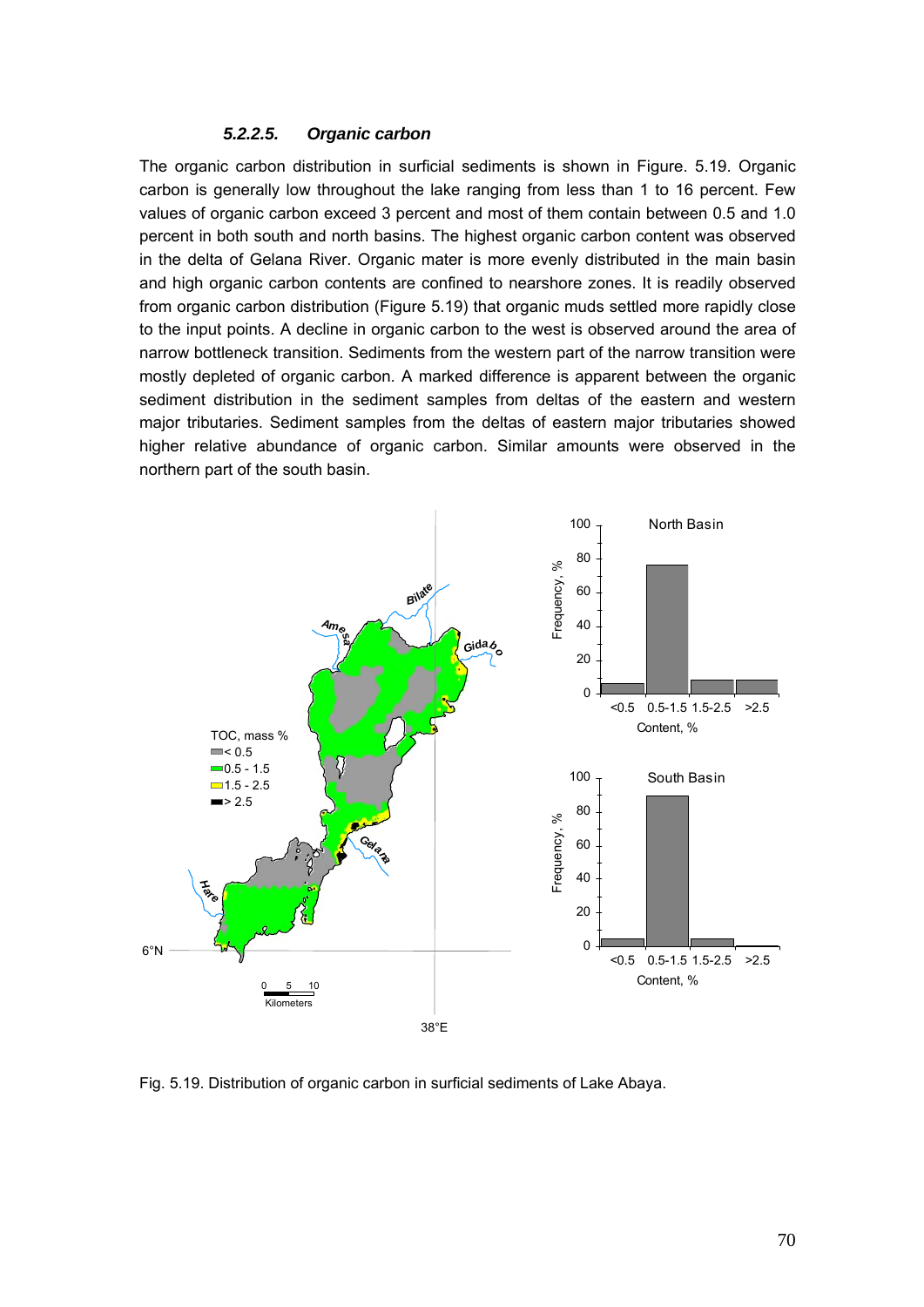#### 5.2.2.5. *Organic carbon*

The organic carbon distribution in surficial sediments is shown in Figure. 5.19. Organic carbon is generally low throughout the lake ranging from less than 1 to 16 percent. Few values of organic carbon exceed 3 percent and most of them contain between 0.5 and 1.0 percent in both south and north basins. The highest organic carbon content was observed in the delta of Gelana River. Organic mater is more evenly distributed in the main basin and high organic carbon contents are confined to nearshore zones. It is readily observed from organic carbon distribution (Figure 5.19) that organic muds settled more rapidly close to the input points. A decline in organic carbon to the west is observed around the area of narrow bottleneck transition. Sediments from the western part of the narrow transition were mostly depleted of organic carbon. A marked difference is apparent between the organic sediment distribution in the sediment samples from deltas of the eastern and western major tributaries. Sediment samples from the deltas of eastern major tributaries showed higher relative abundance of organic carbon. Similar amounts were observed in the northern part of the south basin.

Fig. 5.19. Distribution of organic carbon in surficial sediments of Lake Abaya.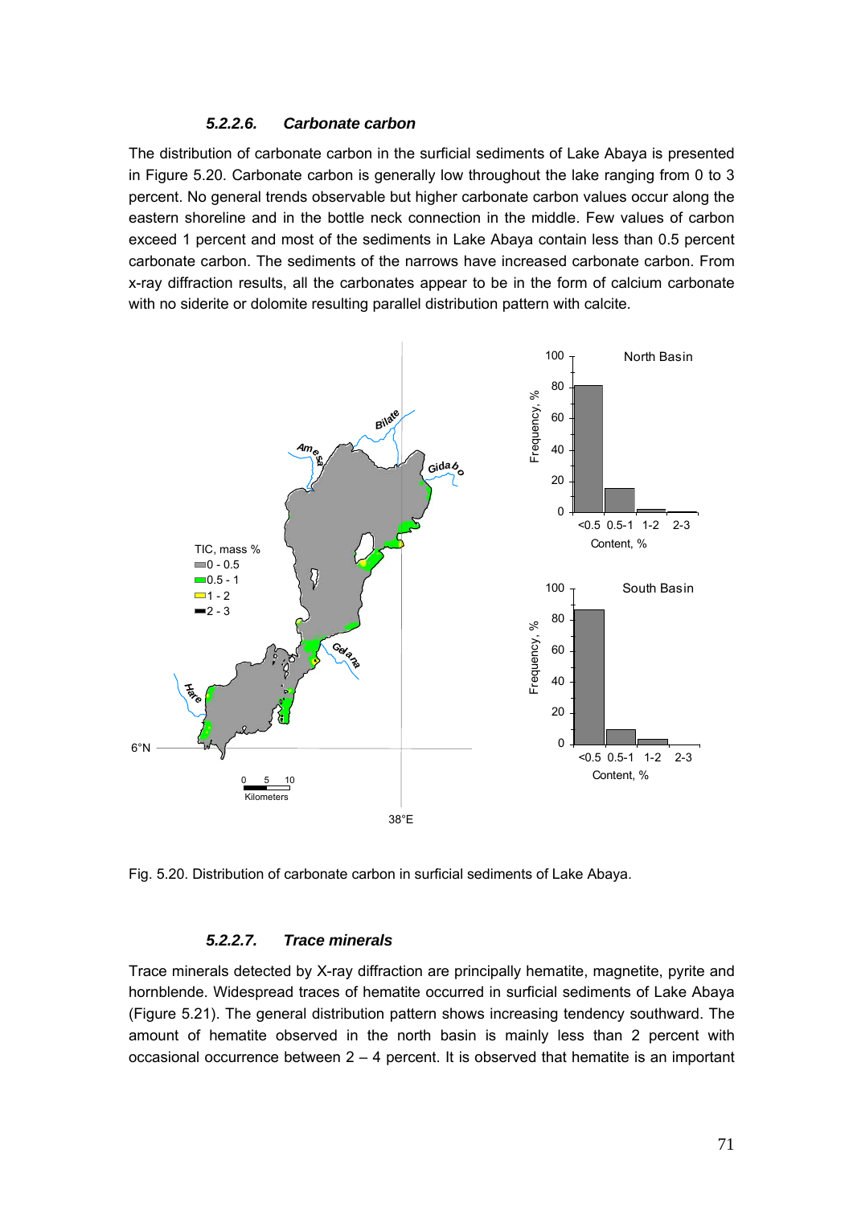#### 5.2.2.6. *Carbonate carbon*

The distribution of carbonate carbon in the surficial sediments of Lake Abaya is presented in Figure 5.20. Carbonate carbon is generally low throughout the lake ranging from 0 to 3 percent. No general trends observable but higher carbonate carbon values occur along the eastern shoreline and in the bottle neck connection in the middle. Few values of carbon exceed 1 percent and most of the sediments in Lake Abaya contain less than 0.5 percent carbonate carbon. The sediments of the narrows have increased carbonate carbon. From x-ray diffraction results, all the carbonates appear to be in the form of calcium carbonate with no siderite or dolomite resulting parallel distribution pattern with calcite.

Fig. 5.20. Distribution of carbonate carbon in surficial sediments of Lake Abaya.

#### 5.2.2.7. *Trace minerals*

Trace minerals detected by X-ray diffraction are principally hematite, magnetite, pyrite and hornblende. Widespread traces of hematite occurred in surficial sediments of Lake Abaya (Figure 5.21). The general distribution pattern shows increasing tendency southward. The amount of hematite observed in the north basin is mainly less than 2 percent with occasional occurrence between 2 – 4 percent. It is observed that hematite is an important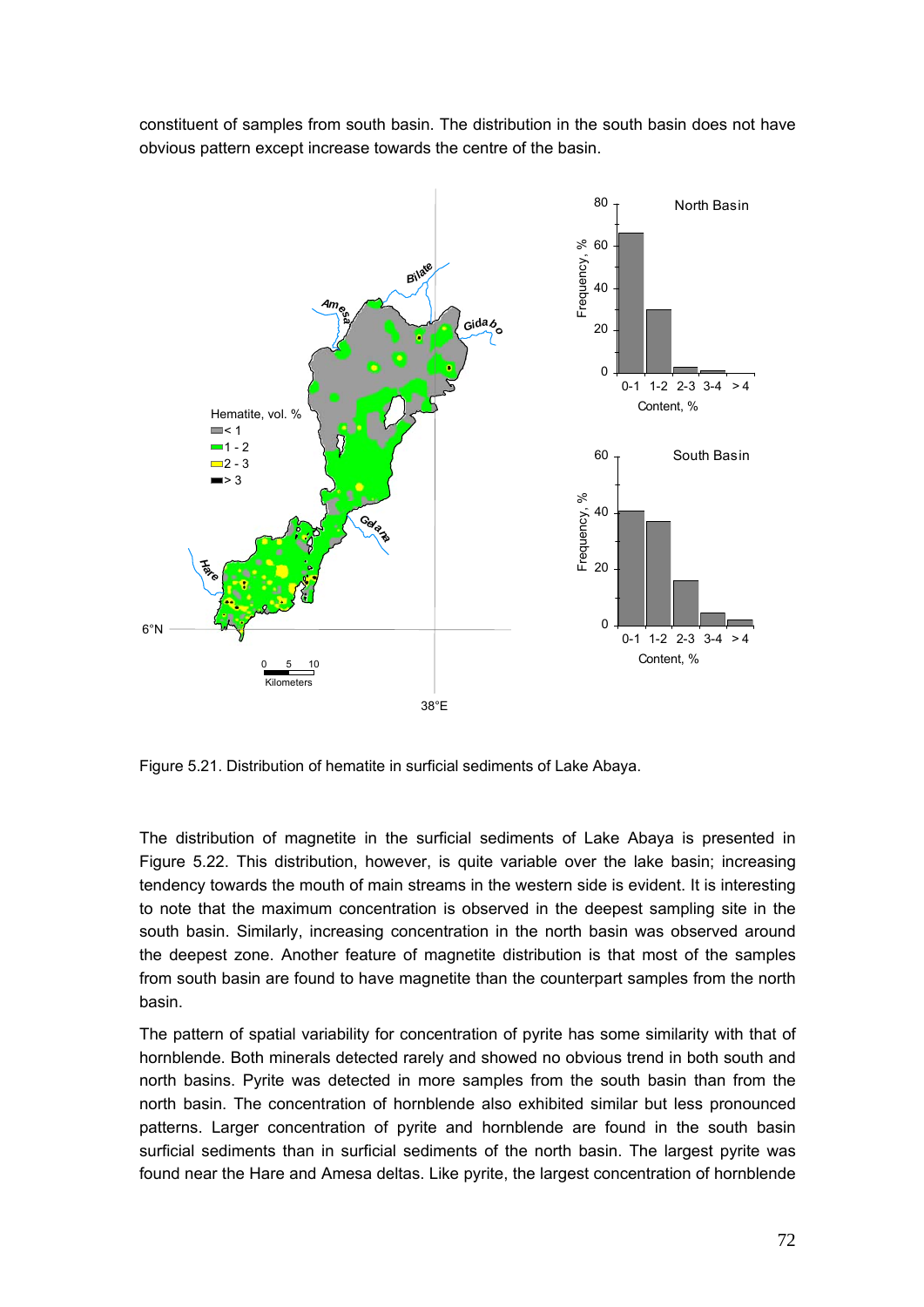constituent of samples from south basin. The distribution in the south basin does not have obvious pattern except increase towards the centre of the basin.

Figure 5.21. Distribution of hematite in surficial sediments of Lake Abaya.

The distribution of magnetite in the surficial sediments of Lake Abaya is presented in Figure 5.22. This distribution, however, is quite variable over the lake basin; increasing tendency towards the mouth of main streams in the western side is evident. It is interesting to note that the maximum concentration is observed in the deepest sampling site in the south basin. Similarly, increasing concentration in the north basin was observed around the deepest zone. Another feature of magnetite distribution is that most of the samples from south basin are found to have magnetite than the counterpart samples from the north basin.

The pattern of spatial variability for concentration of pyrite has some similarity with that of hornblende. Both minerals detected rarely and showed no obvious trend in both south and north basins. Pyrite was detected in more samples from the south basin than from the north basin. The concentration of hornblende also exhibited similar but less pronounced patterns. Larger concentration of pyrite and hornblende are found in the south basin surficial sediments than in surficial sediments of the north basin. The largest pyrite was found near the Hare and Amesa deltas. Like pyrite, the largest concentration of hornblende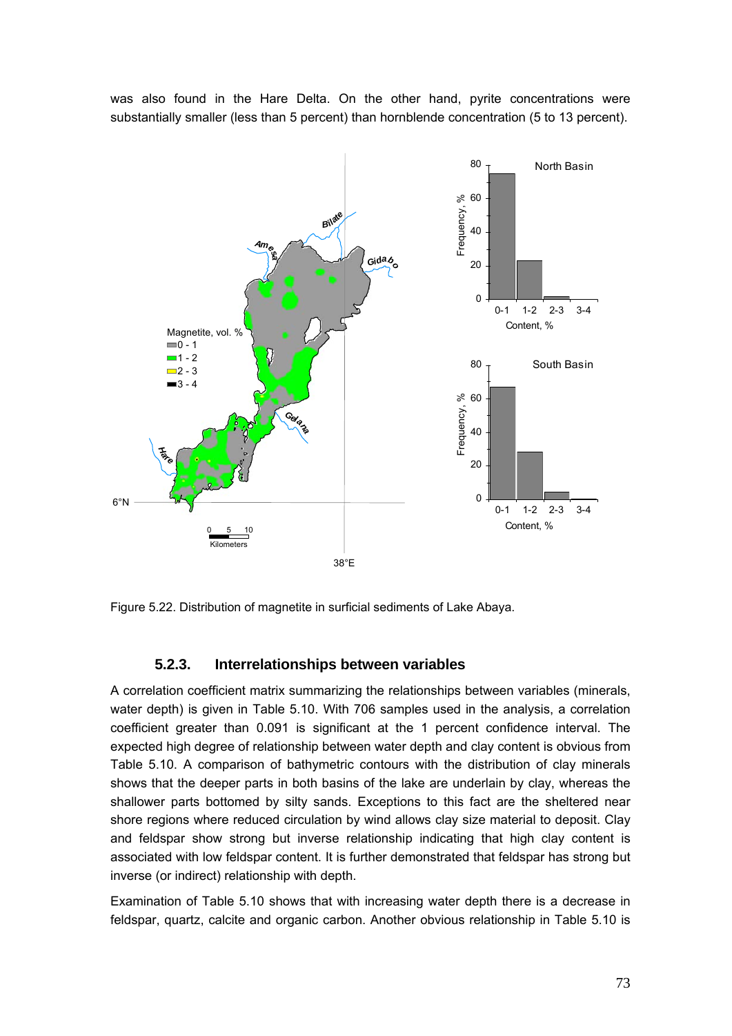was also found in the Hare Delta. On the other hand, pyrite concentrations were substantially smaller (less than 5 percent) than hornblende concentration (5 to 13 percent).

Figure 5.22. Distribution of magnetite in surficial sediments of Lake Abaya.

### 5.2.3. Interrelationships between variables

A correlation coefficient matrix summarizing the relationships between variables (minerals, water depth) is given in Table 5.10. With 706 samples used in the analysis, a correlation coefficient greater than 0.091 is significant at the 1 percent confidence interval. The expected high degree of relationship between water depth and clay content is obvious from Table 5.10. A comparison of bathymetric contours with the distribution of clay minerals shows that the deeper parts in both basins of the lake are underlain by clay, whereas the shallower parts bottomed by silty sands. Exceptions to this fact are the sheltered near shore regions where reduced circulation by wind allows clay size material to deposit. Clay and feldspar show strong but inverse relationship indicating that high clay content is associated with low feldspar content. It is further demonstrated that feldspar has strong but inverse (or indirect) relationship with depth.

Examination of Table 5.10 shows that with increasing water depth there is a decrease in feldspar, quartz, calcite and organic carbon. Another obvious relationship in Table 5.10 is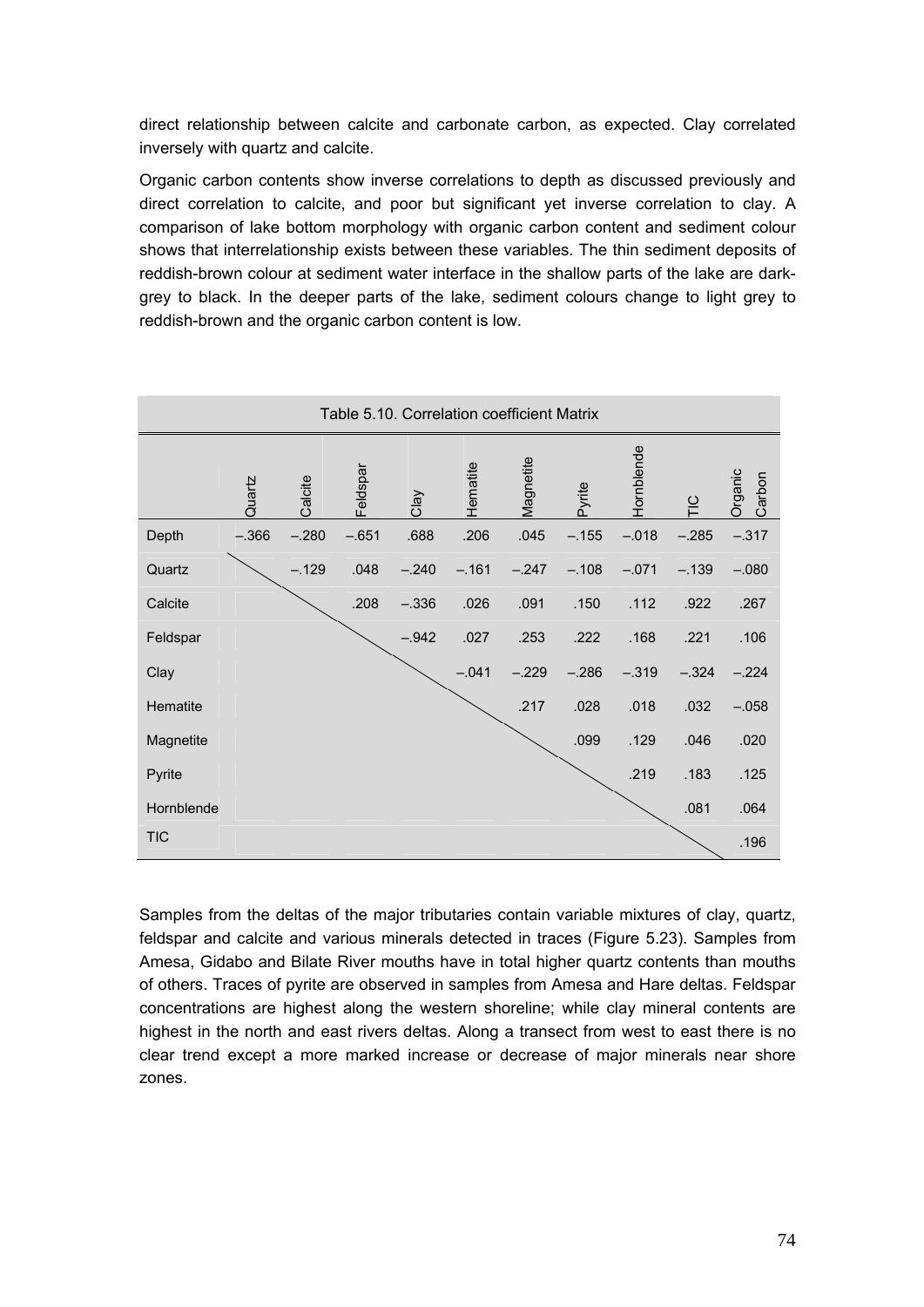direct relationship between calcite and carbonate carbon, as expected. Clay correlated inversely with quartz and calcite.

Organic carbon contents show inverse correlations to depth as discussed previously and direct correlation to calcite, and poor but significant yet inverse correlation to clay. A comparison of lake bottom morphology with organic carbon content and sediment colour shows that interrelationship exists between these variables. The thin sediment deposits of reddish-brown colour at sediment water interface in the shallow parts of the lake are dark-grey to black. In the deeper parts of the lake, sediment colours change to light grey to reddish-brown and the organic carbon content is low.

Table 5.10. Correlation coefficient Matrix

| | Quartz | Calcite | Feldspar | Clay | Hematite | Magnetite | Pyrite | Hornblende | TIC | Organic Carbon |
|---|---|---|---|---|---|---|---|---|---|---|
| Depth | –.366 | –.280 | –.651 | .688 | .206 | .045 | –.155 | –.018 | –.285 | –.317 |
| Quartz | | –.129 | .048 | –.240 | –.161 | –.247 | –.108 | –.071 | –.139 | –.080 |
| Calcite | | | .208 | –.336 | .026 | .091 | .150 | .112 | .922 | .267 |
| Feldspar | | | | –.942 | .027 | .253 | .222 | .168 | .221 | .106 |
| Clay | | | | | –.041 | –.229 | –.286 | –.319 | –.324 | –.224 |
| Hematite | | | | | | .217 | .028 | .018 | .032 | –.058 |
| Magnetite | | | | | | | .099 | .129 | .046 | .020 |
| Pyrite | | | | | | | | .219 | .183 | .125 |
| Hornblende | | | | | | | | | .081 | .064 |
| TIC | | | | | | | | | | .196 |

Samples from the deltas of the major tributaries contain variable mixtures of clay, quartz, feldspar and calcite and various minerals detected in traces (Figure 5.23). Samples from Amesa, Gidabo and Bilate River mouths have in total higher quartz contents than mouths of others. Traces of pyrite are observed in samples from Amesa and Hare deltas. Feldspar concentrations are highest along the western shoreline; while clay mineral contents are highest in the north and east rivers deltas. Along a transect from west to east there is no clear trend except a more marked increase or decrease of major minerals near shore zones.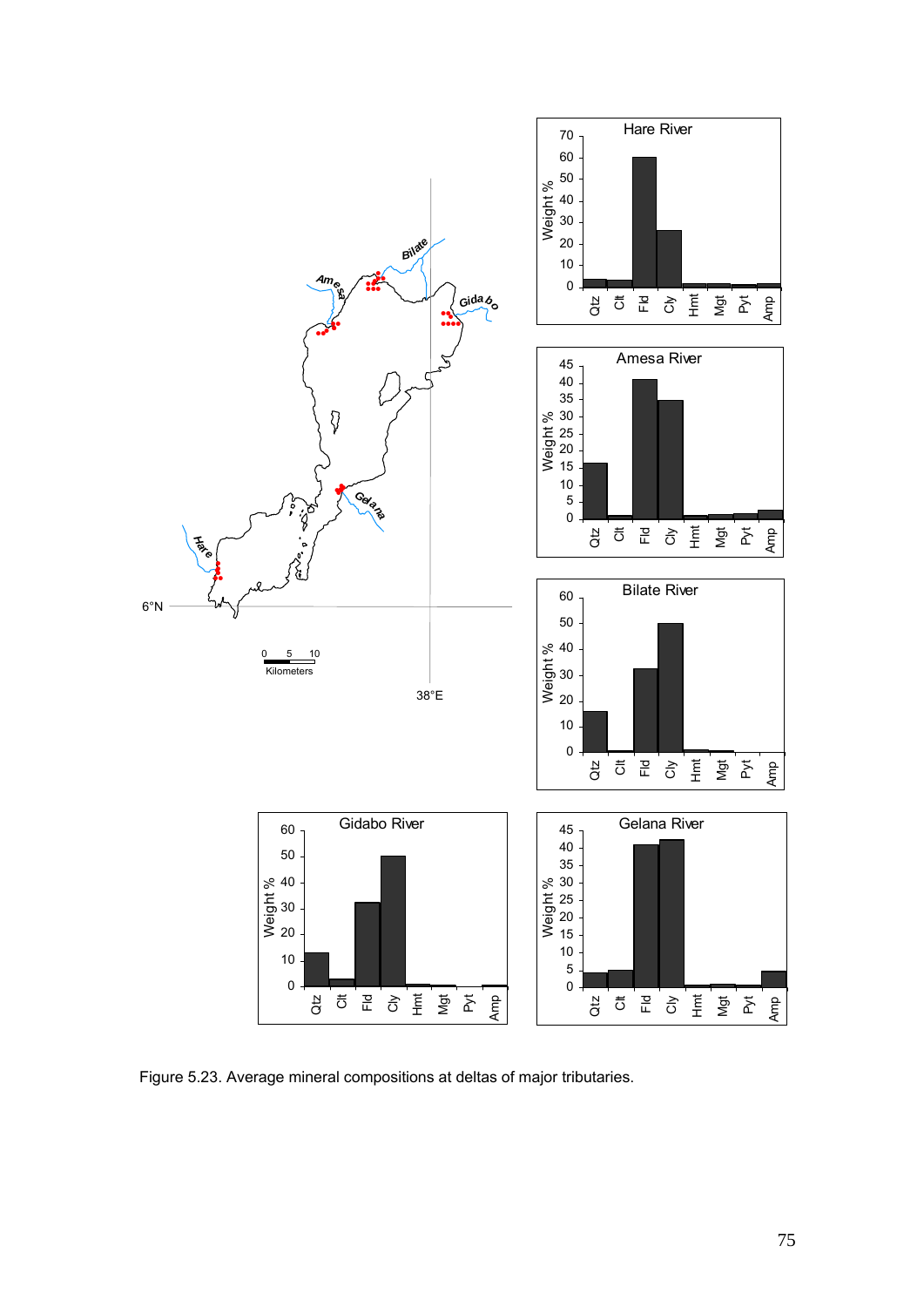Figure 5.23. Average mineral compositions at deltas of major tributaries.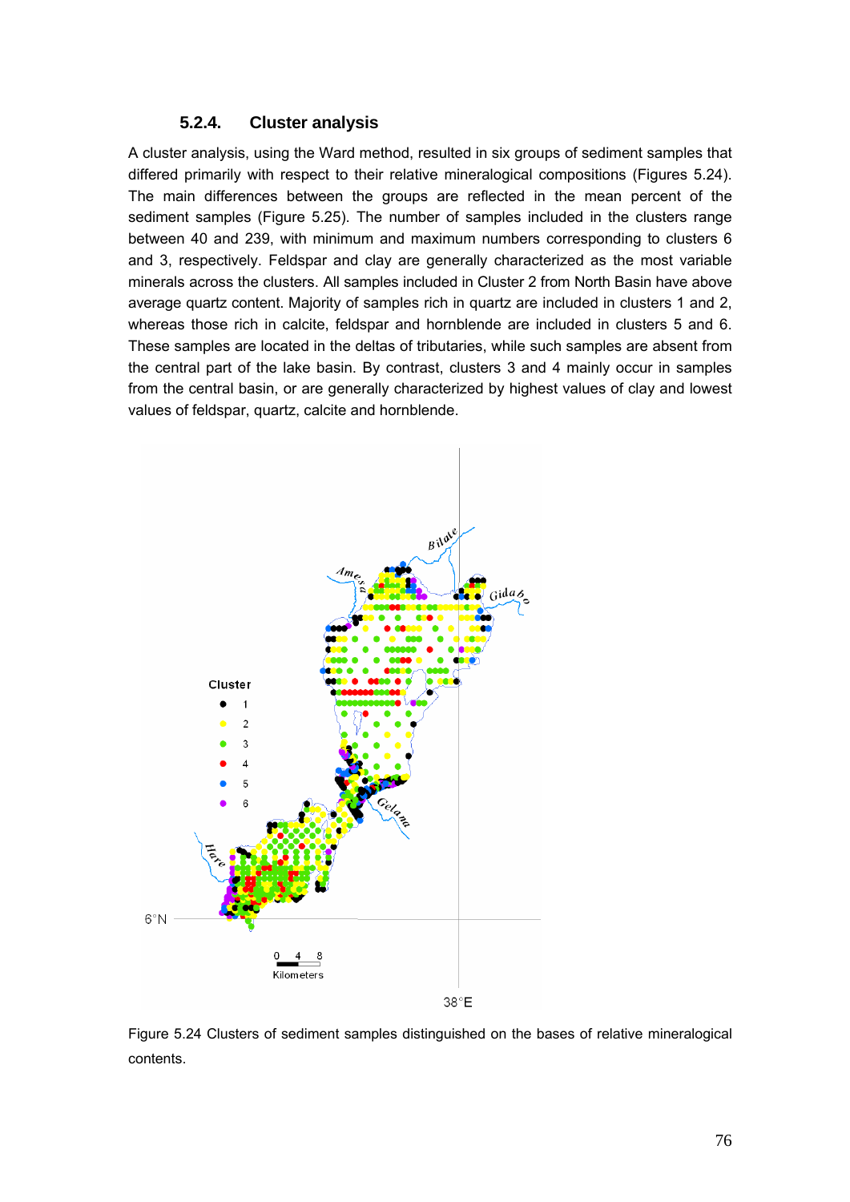### 5.2.4. Cluster analysis

A cluster analysis, using the Ward method, resulted in six groups of sediment samples that differed primarily with respect to their relative mineralogical compositions (Figures 5.24). The main differences between the groups are reflected in the mean percent of the sediment samples (Figure 5.25). The number of samples included in the clusters range between 40 and 239, with minimum and maximum numbers corresponding to clusters 6 and 3, respectively. Feldspar and clay are generally characterized as the most variable minerals across the clusters. All samples included in Cluster 2 from North Basin have above average quartz content. Majority of samples rich in quartz are included in clusters 1 and 2, whereas those rich in calcite, feldspar and hornblende are included in clusters 5 and 6. These samples are located in the deltas of tributaries, while such samples are absent from the central part of the lake basin. By contrast, clusters 3 and 4 mainly occur in samples from the central basin, or are generally characterized by highest values of clay and lowest values of feldspar, quartz, calcite and hornblende.

Figure 5.24 Clusters of sediment samples distinguished on the bases of relative mineralogical contents.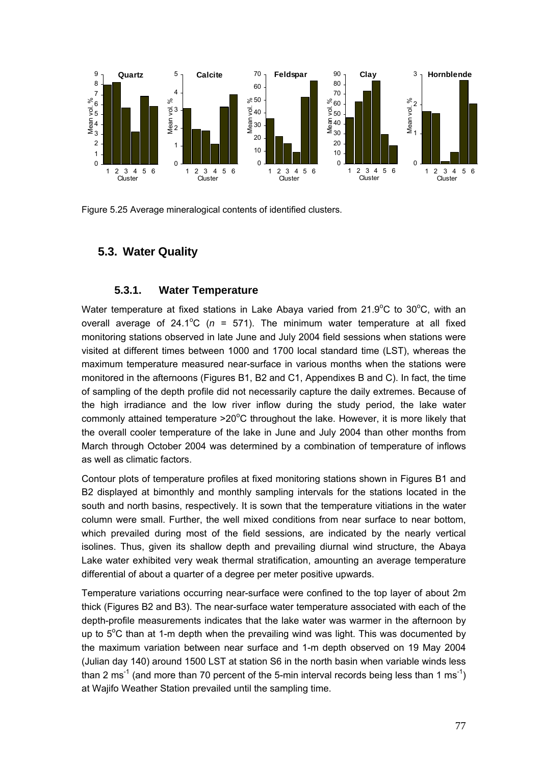Figure 5.25 Average mineralogical contents of identified clusters.

## 5.3. Water Quality

### 5.3.1. Water Temperature

Water temperature at fixed stations in Lake Abaya varied from 21.9°C to 30°C, with an overall average of 24.1°C ($n$ = 571). The minimum water temperature at all fixed monitoring stations observed in late June and July 2004 field sessions when stations were visited at different times between 1000 and 1700 local standard time (LST), whereas the maximum temperature measured near-surface in various months when the stations were monitored in the afternoons (Figures B1, B2 and C1, Appendixes B and C). In fact, the time of sampling of the depth profile did not necessarily capture the daily extremes. Because of the high irradiance and the low river inflow during the study period, the lake water commonly attained temperature >20°C throughout the lake. However, it is more likely that the overall cooler temperature of the lake in June and July 2004 than other months from March through October 2004 was determined by a combination of temperature of inflows as well as climatic factors.

Contour plots of temperature profiles at fixed monitoring stations shown in Figures B1 and B2 displayed at bimonthly and monthly sampling intervals for the stations located in the south and north basins, respectively. It is sown that the temperature vitiations in the water column were small. Further, the well mixed conditions from near surface to near bottom, which prevailed during most of the field sessions, are indicated by the nearly vertical isolines. Thus, given its shallow depth and prevailing diurnal wind structure, the Abaya Lake water exhibited very weak thermal stratification, amounting an average temperature differential of about a quarter of a degree per meter positive upwards.

Temperature variations occurring near-surface were confined to the top layer of about 2m thick (Figures B2 and B3). The near-surface water temperature associated with each of the depth-profile measurements indicates that the lake water was warmer in the afternoon by up to 5°C than at 1-m depth when the prevailing wind was light. This was documented by the maximum variation between near surface and 1-m depth observed on 19 May 2004 (Julian day 140) around 1500 LST at station S6 in the north basin when variable winds less than 2 $ms^{-1}$ (and more than 70 percent of the 5-min interval records being less than 1 $ms^{-1}$) at Wajifo Weather Station prevailed until the sampling time.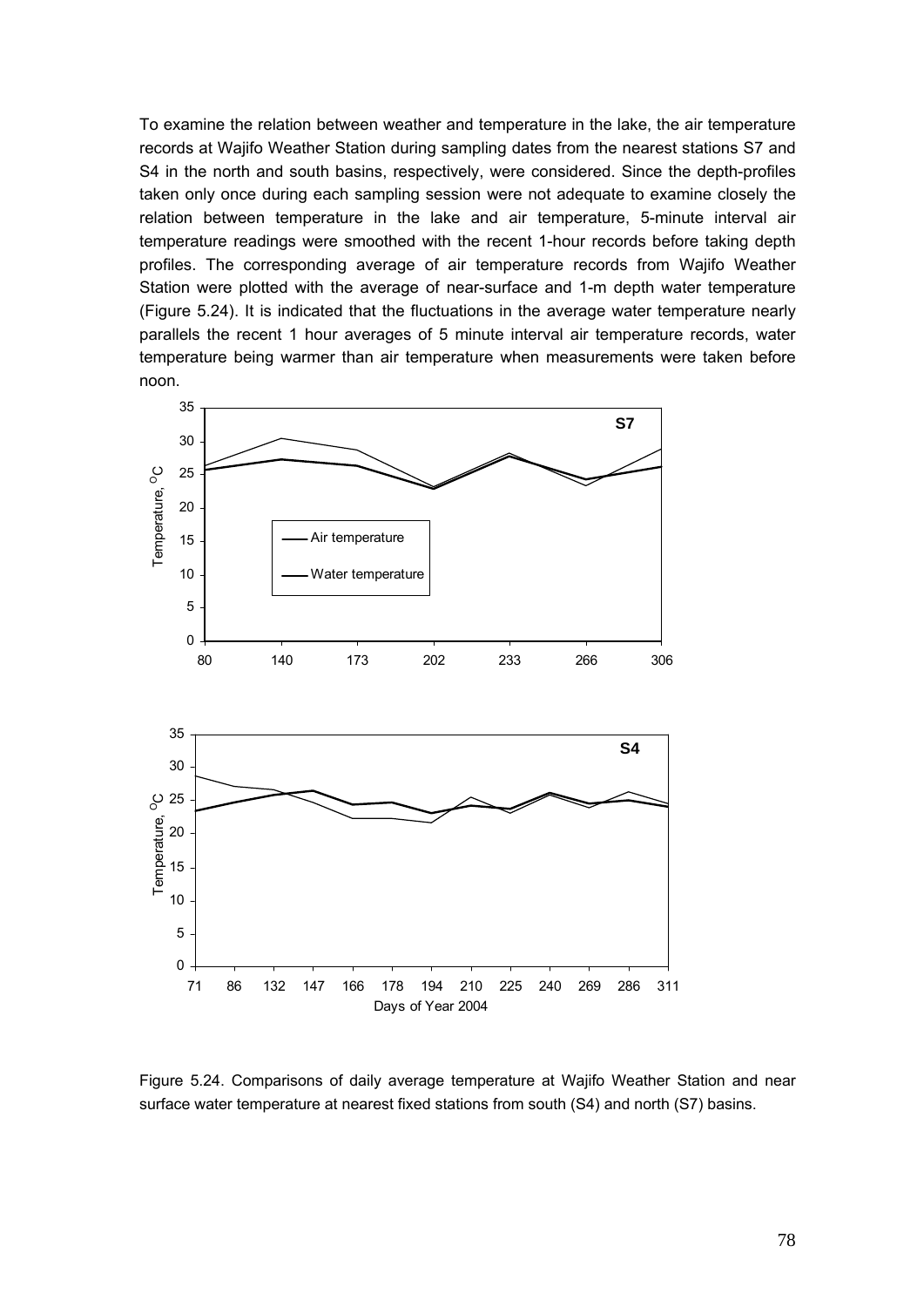To examine the relation between weather and temperature in the lake, the air temperature records at Wajifo Weather Station during sampling dates from the nearest stations S7 and S4 in the north and south basins, respectively, were considered. Since the depth-profiles taken only once during each sampling session were not adequate to examine closely the relation between temperature in the lake and air temperature, 5-minute interval air temperature readings were smoothed with the recent 1-hour records before taking depth profiles. The corresponding average of air temperature records from Wajifo Weather Station were plotted with the average of near-surface and 1-m depth water temperature (Figure 5.24). It is indicated that the fluctuations in the average water temperature nearly parallels the recent 1 hour averages of 5 minute interval air temperature records, water temperature being warmer than air temperature when measurements were taken before noon.

Figure 5.24. Comparisons of daily average temperature at Wajifo Weather Station and near surface water temperature at nearest fixed stations from south (S4) and north (S7) basins.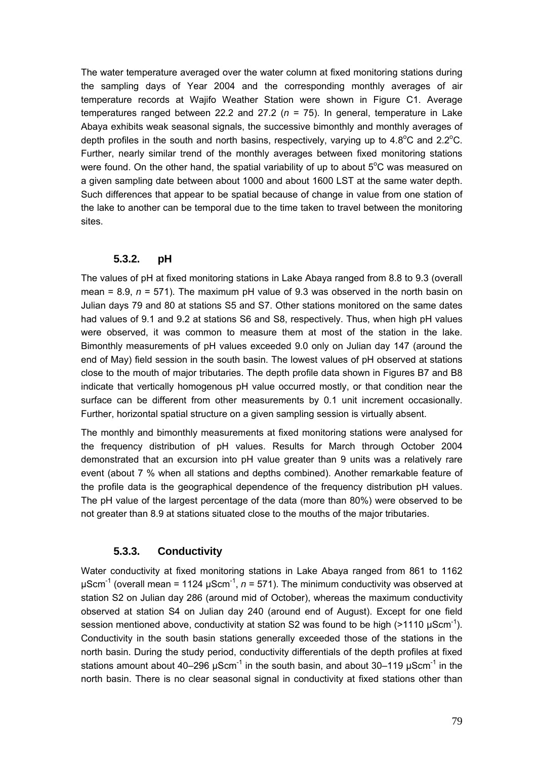The water temperature averaged over the water column at fixed monitoring stations during the sampling days of Year 2004 and the corresponding monthly averages of air temperature records at Wajifo Weather Station were shown in Figure C1. Average temperatures ranged between 22.2 and 27.2 (*n* = 75). In general, temperature in Lake Abaya exhibits weak seasonal signals, the successive bimonthly and monthly averages of depth profiles in the south and north basins, respectively, varying up to 4.8$^o$C and 2.2$^o$C. Further, nearly similar trend of the monthly averages between fixed monitoring stations were found. On the other hand, the spatial variability of up to about 5$^o$C was measured on a given sampling date between about 1000 and about 1600 LST at the same water depth. Such differences that appear to be spatial because of change in value from one station of the lake to another can be temporal due to the time taken to travel between the monitoring sites.

### 5.3.2. pH

The values of pH at fixed monitoring stations in Lake Abaya ranged from 8.8 to 9.3 (overall mean = 8.9, *n* = 571). The maximum pH value of 9.3 was observed in the north basin on Julian days 79 and 80 at stations S5 and S7. Other stations monitored on the same dates had values of 9.1 and 9.2 at stations S6 and S8, respectively. Thus, when high pH values were observed, it was common to measure them at most of the station in the lake. Bimonthly measurements of pH values exceeded 9.0 only on Julian day 147 (around the end of May) field session in the south basin. The lowest values of pH observed at stations close to the mouth of major tributaries. The depth profile data shown in Figures B7 and B8 indicate that vertically homogenous pH value occurred mostly, or that condition near the surface can be different from other measurements by 0.1 unit increment occasionally. Further, horizontal spatial structure on a given sampling session is virtually absent.

The monthly and bimonthly measurements at fixed monitoring stations were analysed for the frequency distribution of pH values. Results for March through October 2004 demonstrated that an excursion into pH value greater than 9 units was a relatively rare event (about 7 % when all stations and depths combined). Another remarkable feature of the profile data is the geographical dependence of the frequency distribution pH values. The pH value of the largest percentage of the data (more than 80%) were observed to be not greater than 8.9 at stations situated close to the mouths of the major tributaries.

### 5.3.3. Conductivity

Water conductivity at fixed monitoring stations in Lake Abaya ranged from 861 to 1162 μScm$^{-1}$ (overall mean = 1124 μScm$^{-1}$, *n* = 571). The minimum conductivity was observed at station S2 on Julian day 286 (around mid of October), whereas the maximum conductivity observed at station S4 on Julian day 240 (around end of August). Except for one field session mentioned above, conductivity at station S2 was found to be high (>1110 μScm$^{-1}$). Conductivity in the south basin stations generally exceeded those of the stations in the north basin. During the study period, conductivity differentials of the depth profiles at fixed stations amount about 40–296 μScm$^{-1}$ in the south basin, and about 30–119 μScm$^{-1}$ in the north basin. There is no clear seasonal signal in conductivity at fixed stations other than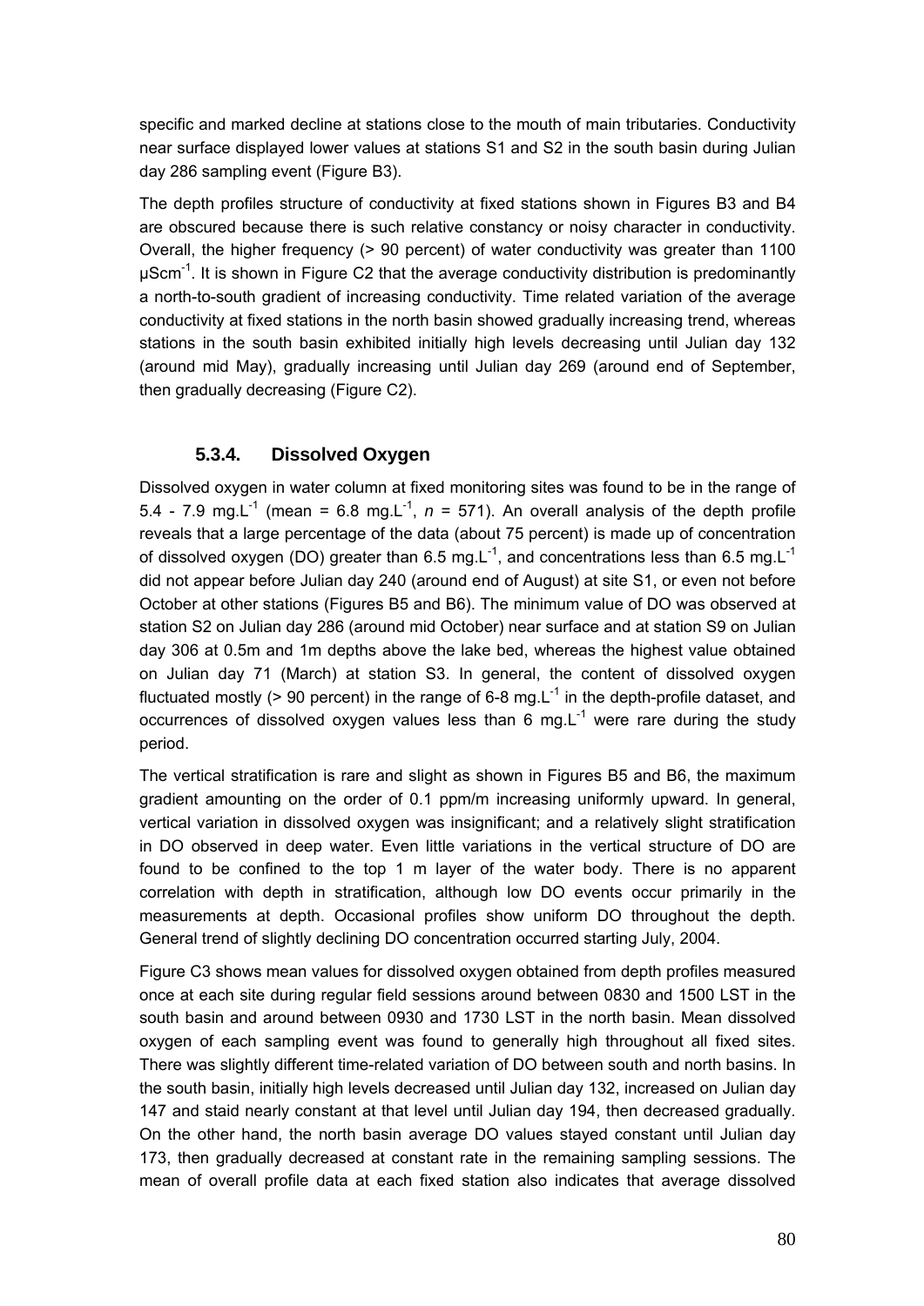specific and marked decline at stations close to the mouth of main tributaries. Conductivity near surface displayed lower values at stations S1 and S2 in the south basin during Julian day 286 sampling event (Figure B3).

The depth profiles structure of conductivity at fixed stations shown in Figures B3 and B4 are obscured because there is such relative constancy or noisy character in conductivity. Overall, the higher frequency (> 90 percent) of water conductivity was greater than 1100 $\mu Scm^{-1}$. It is shown in Figure C2 that the average conductivity distribution is predominantly a north-to-south gradient of increasing conductivity. Time related variation of the average conductivity at fixed stations in the north basin showed gradually increasing trend, whereas stations in the south basin exhibited initially high levels decreasing until Julian day 132 (around mid May), gradually increasing until Julian day 269 (around end of September, then gradually decreasing (Figure C2).

### 5.3.4. Dissolved Oxygen

Dissolved oxygen in water column at fixed monitoring sites was found to be in the range of 5.4 - 7.9 $mg.L^{-1}$ (mean = 6.8 $mg.L^{-1}$, $n$ = 571). An overall analysis of the depth profile reveals that a large percentage of the data (about 75 percent) is made up of concentration of dissolved oxygen (DO) greater than 6.5 $mg.L^{-1}$, and concentrations less than 6.5 $mg.L^{-1}$ did not appear before Julian day 240 (around end of August) at site S1, or even not before October at other stations (Figures B5 and B6). The minimum value of DO was observed at station S2 on Julian day 286 (around mid October) near surface and at station S9 on Julian day 306 at 0.5m and 1m depths above the lake bed, whereas the highest value obtained on Julian day 71 (March) at station S3. In general, the content of dissolved oxygen fluctuated mostly (> 90 percent) in the range of 6-8 $mg.L^{-1}$ in the depth-profile dataset, and occurrences of dissolved oxygen values less than 6 $mg.L^{-1}$ were rare during the study period.

The vertical stratification is rare and slight as shown in Figures B5 and B6, the maximum gradient amounting on the order of 0.1 ppm/m increasing uniformly upward. In general, vertical variation in dissolved oxygen was insignificant; and a relatively slight stratification in DO observed in deep water. Even little variations in the vertical structure of DO are found to be confined to the top 1 m layer of the water body. There is no apparent correlation with depth in stratification, although low DO events occur primarily in the measurements at depth. Occasional profiles show uniform DO throughout the depth. General trend of slightly declining DO concentration occurred starting July, 2004.

Figure C3 shows mean values for dissolved oxygen obtained from depth profiles measured once at each site during regular field sessions around between 0830 and 1500 LST in the south basin and around between 0930 and 1730 LST in the north basin. Mean dissolved oxygen of each sampling event was found to generally high throughout all fixed sites. There was slightly different time-related variation of DO between south and north basins. In the south basin, initially high levels decreased until Julian day 132, increased on Julian day 147 and staid nearly constant at that level until Julian day 194, then decreased gradually. On the other hand, the north basin average DO values stayed constant until Julian day 173, then gradually decreased at constant rate in the remaining sampling sessions. The mean of overall profile data at each fixed station also indicates that average dissolved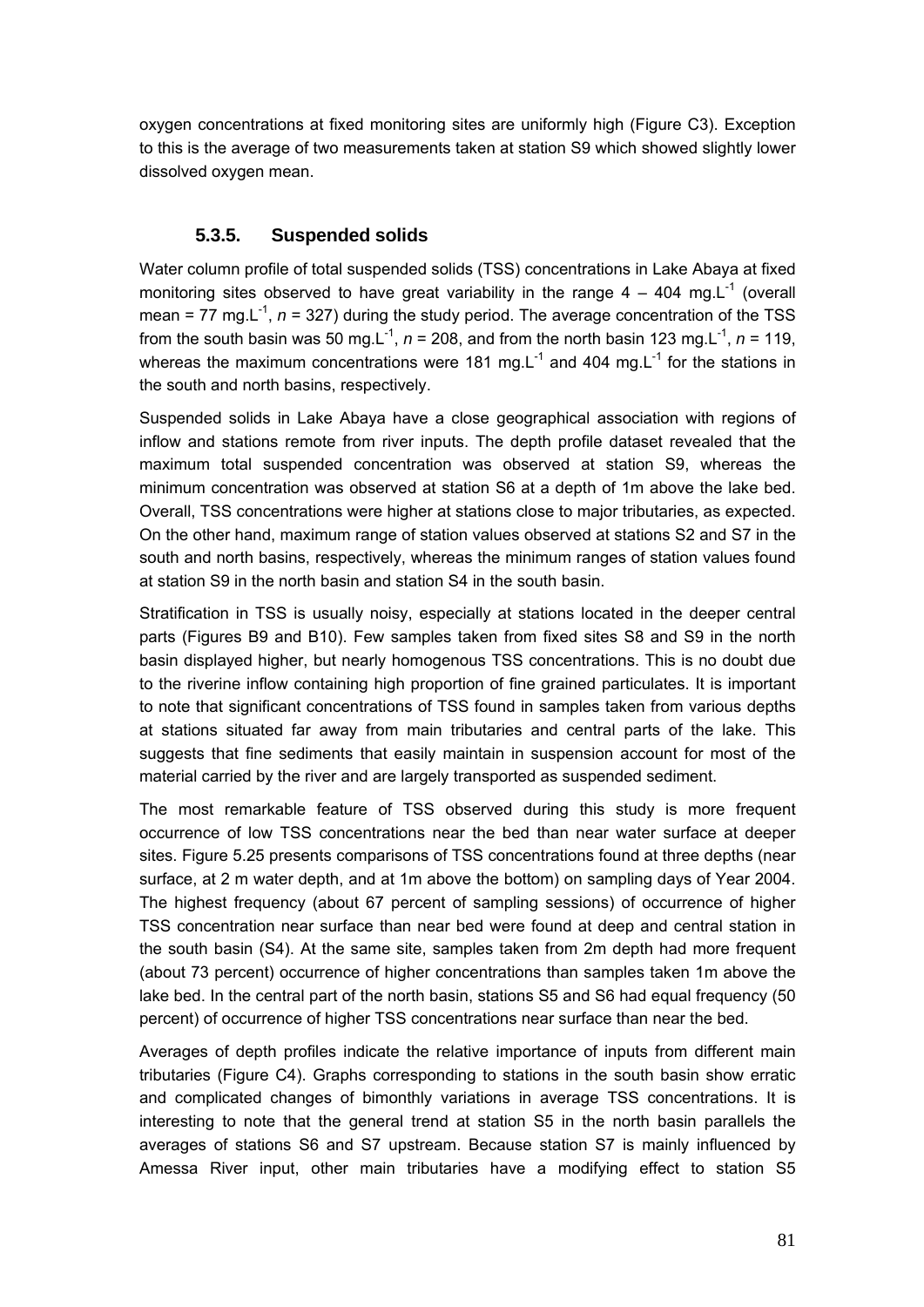oxygen concentrations at fixed monitoring sites are uniformly high (Figure C3). Exception to this is the average of two measurements taken at station S9 which showed slightly lower dissolved oxygen mean.

### 5.3.5. Suspended solids

Water column profile of total suspended solids (TSS) concentrations in Lake Abaya at fixed monitoring sites observed to have great variability in the range 4 – 404 mg.L$^{-1}$ (overall mean = 77 mg.L$^{-1}$, $n$ = 327) during the study period. The average concentration of the TSS from the south basin was 50 mg.L$^{-1}$, $n$ = 208, and from the north basin 123 mg.L$^{-1}$, $n$ = 119, whereas the maximum concentrations were 181 mg.L$^{-1}$ and 404 mg.L$^{-1}$ for the stations in the south and north basins, respectively.

Suspended solids in Lake Abaya have a close geographical association with regions of inflow and stations remote from river inputs. The depth profile dataset revealed that the maximum total suspended concentration was observed at station S9, whereas the minimum concentration was observed at station S6 at a depth of 1m above the lake bed. Overall, TSS concentrations were higher at stations close to major tributaries, as expected. On the other hand, maximum range of station values observed at stations S2 and S7 in the south and north basins, respectively, whereas the minimum ranges of station values found at station S9 in the north basin and station S4 in the south basin.

Stratification in TSS is usually noisy, especially at stations located in the deeper central parts (Figures B9 and B10). Few samples taken from fixed sites S8 and S9 in the north basin displayed higher, but nearly homogenous TSS concentrations. This is no doubt due to the riverine inflow containing high proportion of fine grained particulates. It is important to note that significant concentrations of TSS found in samples taken from various depths at stations situated far away from main tributaries and central parts of the lake. This suggests that fine sediments that easily maintain in suspension account for most of the material carried by the river and are largely transported as suspended sediment.

The most remarkable feature of TSS observed during this study is more frequent occurrence of low TSS concentrations near the bed than near water surface at deeper sites. Figure 5.25 presents comparisons of TSS concentrations found at three depths (near surface, at 2 m water depth, and at 1m above the bottom) on sampling days of Year 2004. The highest frequency (about 67 percent of sampling sessions) of occurrence of higher TSS concentration near surface than near bed were found at deep and central station in the south basin (S4). At the same site, samples taken from 2m depth had more frequent (about 73 percent) occurrence of higher concentrations than samples taken 1m above the lake bed. In the central part of the north basin, stations S5 and S6 had equal frequency (50 percent) of occurrence of higher TSS concentrations near surface than near the bed.

Averages of depth profiles indicate the relative importance of inputs from different main tributaries (Figure C4). Graphs corresponding to stations in the south basin show erratic and complicated changes of bimonthly variations in average TSS concentrations. It is interesting to note that the general trend at station S5 in the north basin parallels the averages of stations S6 and S7 upstream. Because station S7 is mainly influenced by Amessa River input, other main tributaries have a modifying effect to station S5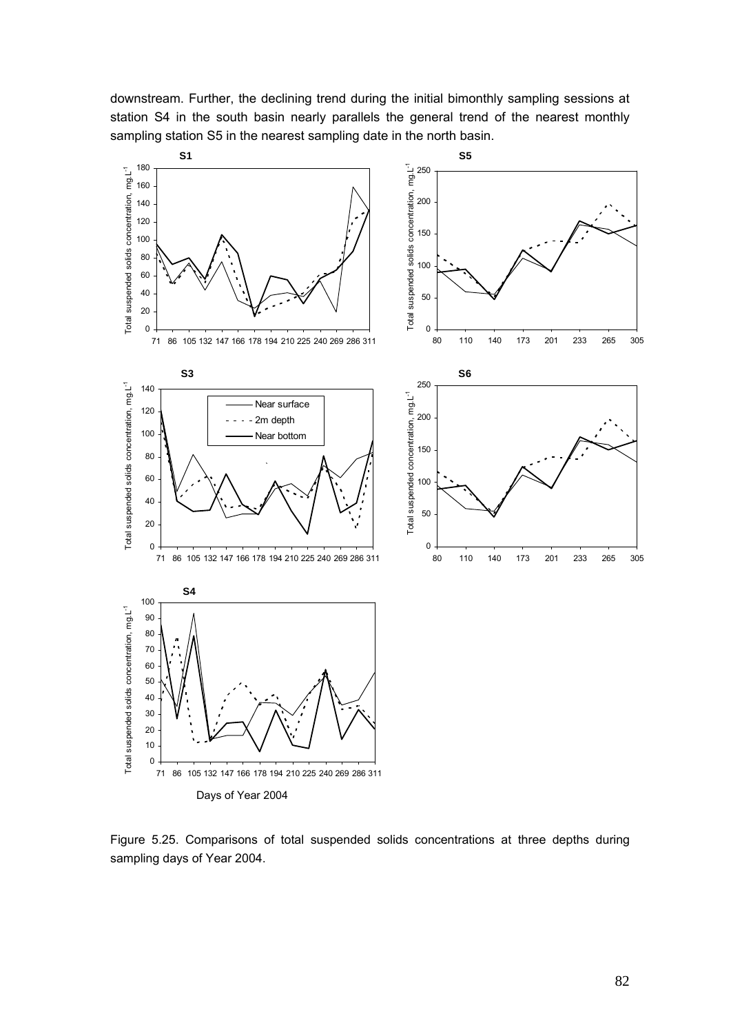downstream. Further, the declining trend during the initial bimonthly sampling sessions at station S4 in the south basin nearly parallels the general trend of the nearest monthly sampling station S5 in the nearest sampling date in the north basin.

Figure 5.25. Comparisons of total suspended solids concentrations at three depths during sampling days of Year 2004.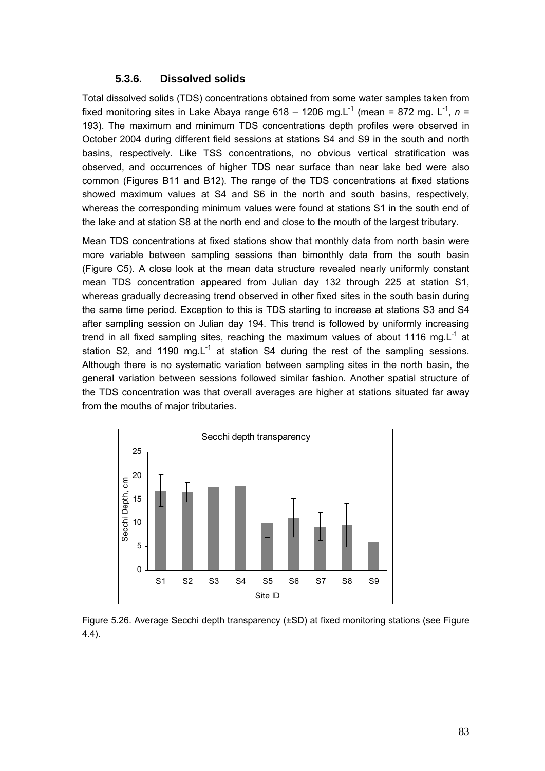### 5.3.6. Dissolved solids

Total dissolved solids (TDS) concentrations obtained from some water samples taken from fixed monitoring sites in Lake Abaya range 618 – 1206 mg.L$^{-1}$ (mean = 872 mg. L$^{-1}$, $n$ = 193). The maximum and minimum TDS concentrations depth profiles were observed in October 2004 during different field sessions at stations S4 and S9 in the south and north basins, respectively. Like TSS concentrations, no obvious vertical stratification was observed, and occurrences of higher TDS near surface than near lake bed were also common (Figures B11 and B12). The range of the TDS concentrations at fixed stations showed maximum values at S4 and S6 in the north and south basins, respectively, whereas the corresponding minimum values were found at stations S1 in the south end of the lake and at station S8 at the north end and close to the mouth of the largest tributary.

Mean TDS concentrations at fixed stations show that monthly data from north basin were more variable between sampling sessions than bimonthly data from the south basin (Figure C5). A close look at the mean data structure revealed nearly uniformly constant mean TDS concentration appeared from Julian day 132 through 225 at station S1, whereas gradually decreasing trend observed in other fixed sites in the south basin during the same time period. Exception to this is TDS starting to increase at stations S3 and S4 after sampling session on Julian day 194. This trend is followed by uniformly increasing trend in all fixed sampling sites, reaching the maximum values of about 1116 mg.L$^{-1}$ at station S2, and 1190 mg.L$^{-1}$ at station S4 during the rest of the sampling sessions. Although there is no systematic variation between sampling sites in the north basin, the general variation between sessions followed similar fashion. Another spatial structure of the TDS concentration was that overall averages are higher at stations situated far away from the mouths of major tributaries.

Figure 5.26. Average Secchi depth transparency (±SD) at fixed monitoring stations (see Figure 4.4).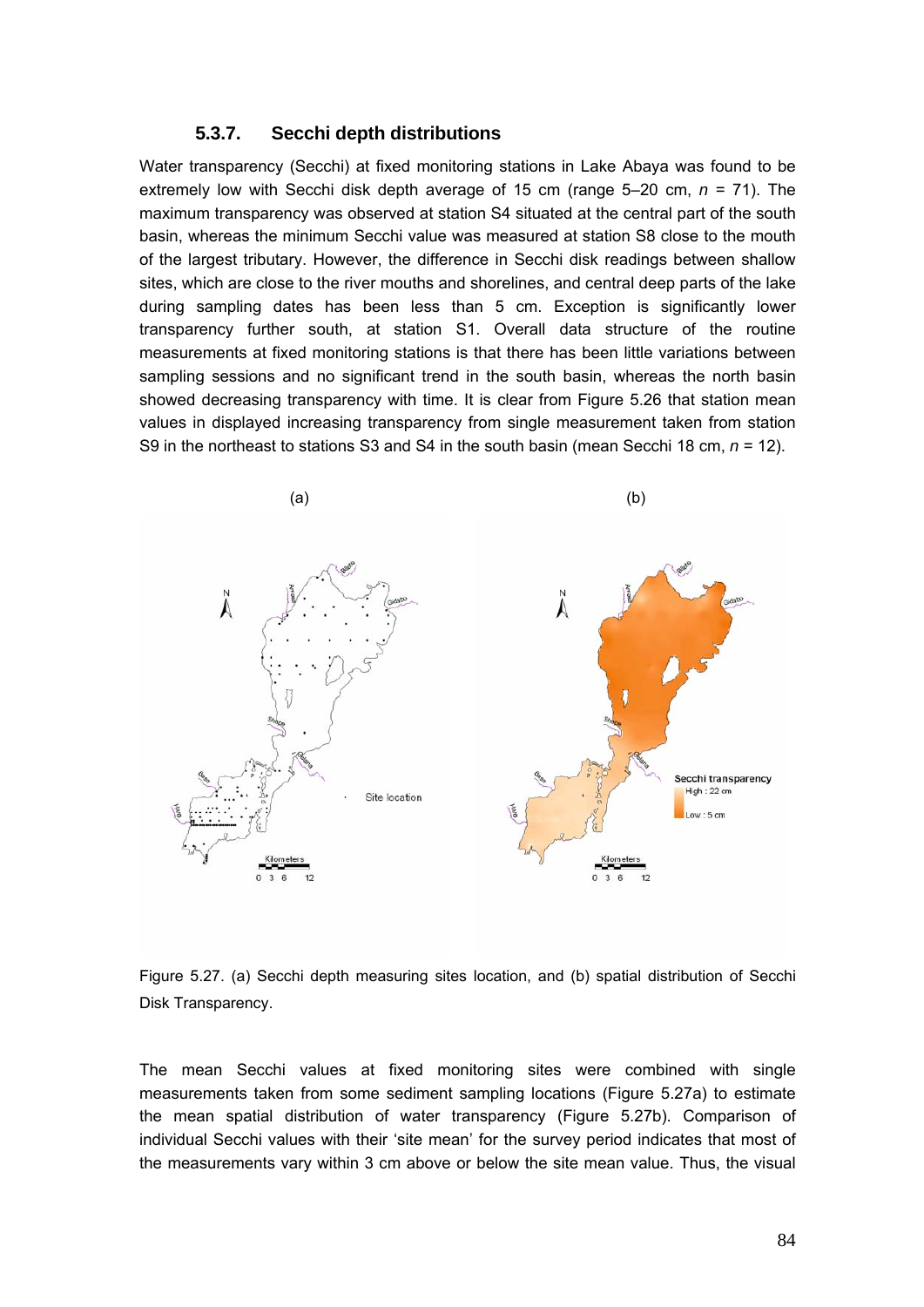### 5.3.7. Secchi depth distributions

Water transparency (Secchi) at fixed monitoring stations in Lake Abaya was found to be extremely low with Secchi disk depth average of 15 cm (range 5–20 cm, $n$ = 71). The maximum transparency was observed at station S4 situated at the central part of the south basin, whereas the minimum Secchi value was measured at station S8 close to the mouth of the largest tributary. However, the difference in Secchi disk readings between shallow sites, which are close to the river mouths and shorelines, and central deep parts of the lake during sampling dates has been less than 5 cm. Exception is significantly lower transparency further south, at station S1. Overall data structure of the routine measurements at fixed monitoring stations is that there has been little variations between sampling sessions and no significant trend in the south basin, whereas the north basin showed decreasing transparency with time. It is clear from Figure 5.26 that station mean values in displayed increasing transparency from single measurement taken from station S9 in the northeast to stations S3 and S4 in the south basin (mean Secchi 18 cm, $n$ = 12).

Figure 5.27. (a) Secchi depth measuring sites location, and (b) spatial distribution of Secchi Disk Transparency.

The mean Secchi values at fixed monitoring sites were combined with single measurements taken from some sediment sampling locations (Figure 5.27a) to estimate the mean spatial distribution of water transparency (Figure 5.27b). Comparison of individual Secchi values with their 'site mean' for the survey period indicates that most of the measurements vary within 3 cm above or below the site mean value. Thus, the visual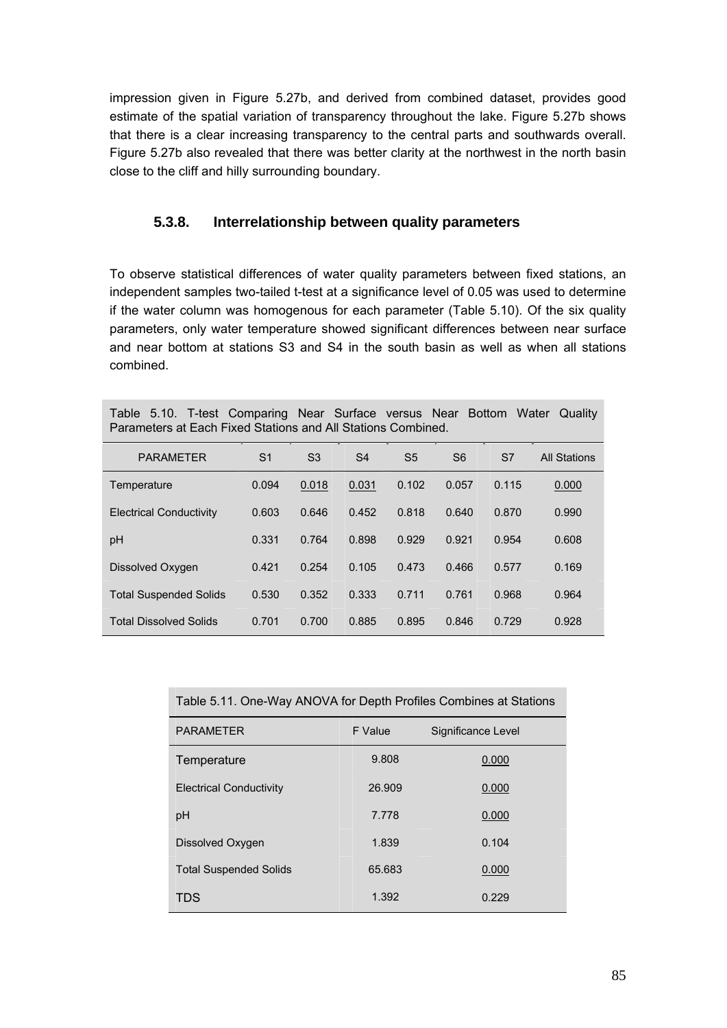impression given in Figure 5.27b, and derived from combined dataset, provides good estimate of the spatial variation of transparency throughout the lake. Figure 5.27b shows that there is a clear increasing transparency to the central parts and southwards overall. Figure 5.27b also revealed that there was better clarity at the northwest in the north basin close to the cliff and hilly surrounding boundary.

### 5.3.8. Interrelationship between quality parameters

To observe statistical differences of water quality parameters between fixed stations, an independent samples two-tailed t-test at a significance level of 0.05 was used to determine if the water column was homogenous for each parameter (Table 5.10). Of the six quality parameters, only water temperature showed significant differences between near surface and near bottom at stations S3 and S4 in the south basin as well as when all stations combined.

Table 5.10. T-test Comparing Near Surface versus Near Bottom Water Quality Parameters at Each Fixed Stations and All Stations Combined.

| PARAMETER | S1 | S3 | S4 | S5 | S6 | S7 | All Stations |
|---|---|---|---|---|---|---|---|
| Temperature | 0.094 | 0.018 | 0.031 | 0.102 | 0.057 | 0.115 | 0.000 |
| Electrical Conductivity | 0.603 | 0.646 | 0.452 | 0.818 | 0.640 | 0.870 | 0.990 |
| pH | 0.331 | 0.764 | 0.898 | 0.929 | 0.921 | 0.954 | 0.608 |
| Dissolved Oxygen | 0.421 | 0.254 | 0.105 | 0.473 | 0.466 | 0.577 | 0.169 |
| Total Suspended Solids | 0.530 | 0.352 | 0.333 | 0.711 | 0.761 | 0.968 | 0.964 |
| Total Dissolved Solids | 0.701 | 0.700 | 0.885 | 0.895 | 0.846 | 0.729 | 0.928 |

Table 5.11. One-Way ANOVA for Depth Profiles Combines at Stations

| PARAMETER | F Value | Significance Level |
|---|---|---|
| Temperature | 9.808 | 0.000 |
| Electrical Conductivity | 26.909 | 0.000 |
| pH | 7.778 | 0.000 |
| Dissolved Oxygen | 1.839 | 0.104 |
| Total Suspended Solids | 65.683 | 0.000 |
| TDS | 1.392 | 0.229 |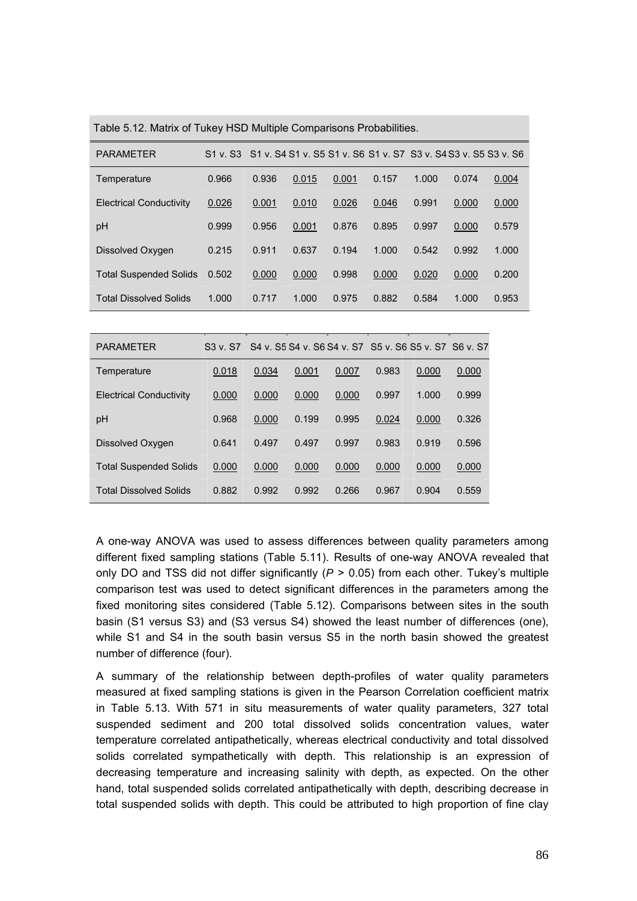Table 5.12. Matrix of Tukey HSD Multiple Comparisons Probabilities.

| PARAMETER | S1 v. S3 | S1 v. S4 | S1 v. S5 | S1 v. S6 | S1 v. S7 | S3 v. S4 | S3 v. S5 | S3 v. S6 |
|---|---|---|---|---|---|---|---|---|
| Temperature | 0.966 | 0.936 | <u>0.015</u> | <u>0.001</u> | 0.157 | 1.000 | 0.074 | <u>0.004</u> |
| Electrical Conductivity | <u>0.026</u> | <u>0.001</u> | <u>0.010</u> | <u>0.026</u> | <u>0.046</u> | 0.991 | <u>0.000</u> | <u>0.000</u> |
| pH | 0.999 | 0.956 | <u>0.001</u> | 0.876 | 0.895 | 0.997 | <u>0.000</u> | 0.579 |
| Dissolved Oxygen | 0.215 | 0.911 | 0.637 | 0.194 | 1.000 | 0.542 | 0.992 | 1.000 |
| Total Suspended Solids | 0.502 | <u>0.000</u> | <u>0.000</u> | 0.998 | <u>0.000</u> | <u>0.020</u> | <u>0.000</u> | 0.200 |
| Total Dissolved Solids | 1.000 | 0.717 | 1.000 | 0.975 | 0.882 | 0.584 | 1.000 | 0.953 |

| PARAMETER | S3 v. S7 | S4 v. S5 | S4 v. S6 | S4 v. S7 | S5 v. S6 | S5 v. S7 | S6 v. S7 |
|---|---|---|---|---|---|---|---|
| Temperature | <u>0.018</u> | <u>0.034</u> | <u>0.001</u> | <u>0.007</u> | 0.983 | <u>0.000</u> | <u>0.000</u> |
| Electrical Conductivity | <u>0.000</u> | <u>0.000</u> | <u>0.000</u> | <u>0.000</u> | 0.997 | 1.000 | 0.999 |
| pH | 0.968 | <u>0.000</u> | 0.199 | 0.995 | <u>0.024</u> | <u>0.000</u> | 0.326 |
| Dissolved Oxygen | 0.641 | 0.497 | 0.497 | 0.997 | 0.983 | 0.919 | 0.596 |
| Total Suspended Solids | <u>0.000</u> | <u>0.000</u> | <u>0.000</u> | <u>0.000</u> | <u>0.000</u> | <u>0.000</u> | <u>0.000</u> |
| Total Dissolved Solids | 0.882 | 0.992 | 0.992 | 0.266 | 0.967 | 0.904 | 0.559 |

A one-way ANOVA was used to assess differences between quality parameters among different fixed sampling stations (Table 5.11). Results of one-way ANOVA revealed that only DO and TSS did not differ significantly ($P > 0.05$) from each other. Tukey's multiple comparison test was used to detect significant differences in the parameters among the fixed monitoring sites considered (Table 5.12). Comparisons between sites in the south basin (S1 versus S3) and (S3 versus S4) showed the least number of differences (one), while S1 and S4 in the south basin versus S5 in the north basin showed the greatest number of difference (four).

A summary of the relationship between depth-profiles of water quality parameters measured at fixed sampling stations is given in the Pearson Correlation coefficient matrix in Table 5.13. With 571 in situ measurements of water quality parameters, 327 total suspended sediment and 200 total dissolved solids concentration values, water temperature correlated antipathetically, whereas electrical conductivity and total dissolved solids correlated sympathetically with depth. This relationship is an expression of decreasing temperature and increasing salinity with depth, as expected. On the other hand, total suspended solids correlated antipathetically with depth, describing decrease in total suspended solids with depth. This could be attributed to high proportion of fine clay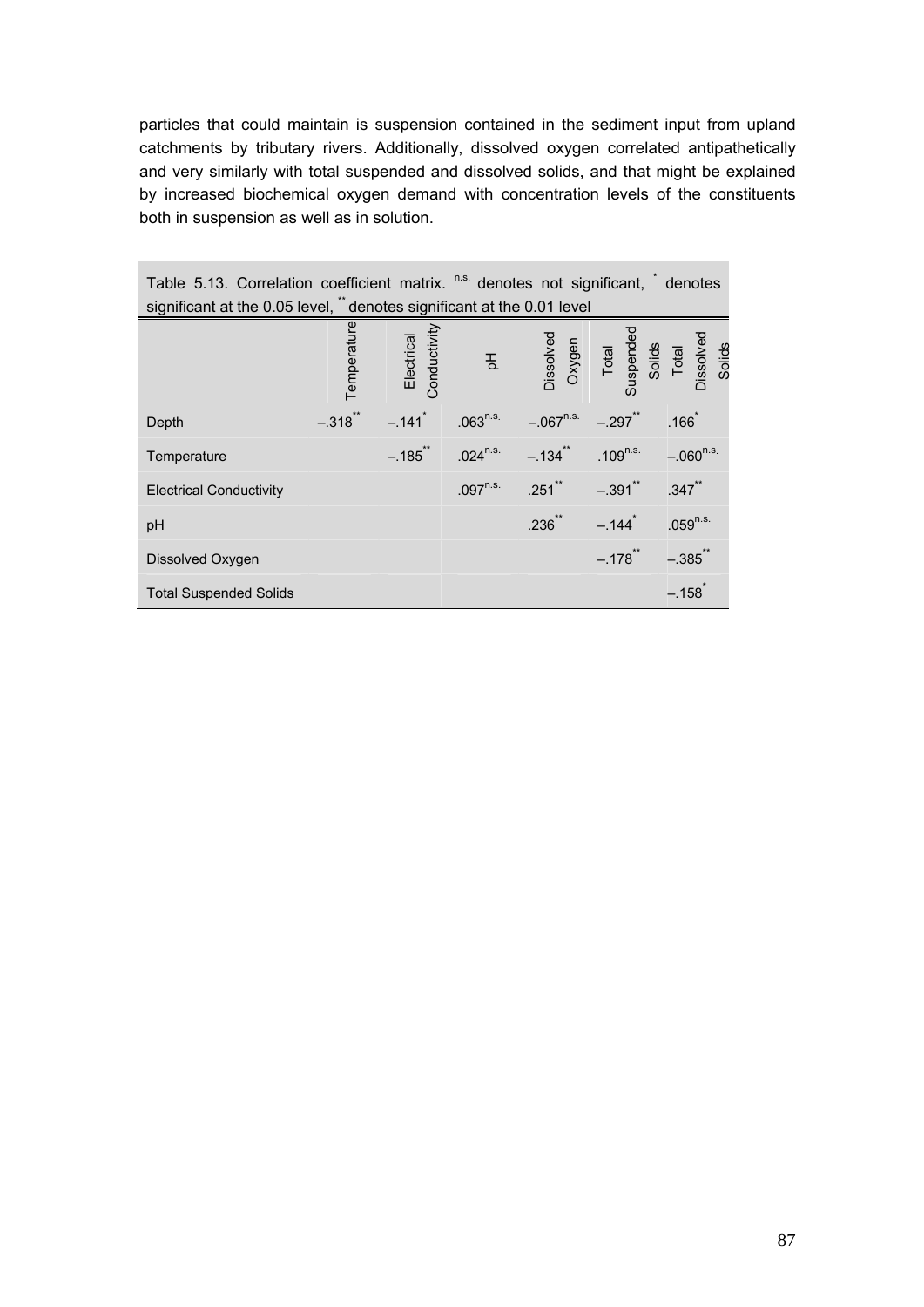particles that could maintain is suspension contained in the sediment input from upland catchments by tributary rivers. Additionally, dissolved oxygen correlated antipathetically and very similarly with total suspended and dissolved solids, and that might be explained by increased biochemical oxygen demand with concentration levels of the constituents both in suspension as well as in solution.

Table 5.13. Correlation coefficient matrix. $^{n.s.}$ denotes not significant, $^{*}$ denotes significant at the 0.05 level, $^{**}$ denotes significant at the 0.01 level

| | Temperature | Electrical Conductivity | pH | Dissolved Oxygen | Total Suspended Solids | Total Dissolved Solids |
|---|---|---|---|---|---|---|
| Depth | $-.318^{**}$ | $-.141^{*}$ | $.063^{n.s.}$ | $-.067^{n.s.}$ | $-.297^{**}$ | $.166^{*}$ |
| Temperature | | $-.185^{**}$ | $.024^{n.s.}$ | $-.134^{**}$ | $.109^{n.s.}$ | $-.060^{n.s.}$ |
| Electrical Conductivity | | | $.097^{n.s.}$ | $.251^{**}$ | $-.391^{**}$ | $.347^{**}$ |
| pH | | | | $.236^{**}$ | $-.144^{*}$ | $.059^{n.s.}$ |
| Dissolved Oxygen | | | | | $-.178^{**}$ | $-.385^{**}$ |
| Total Suspended Solids | | | | | | $-.158^{*}$ |